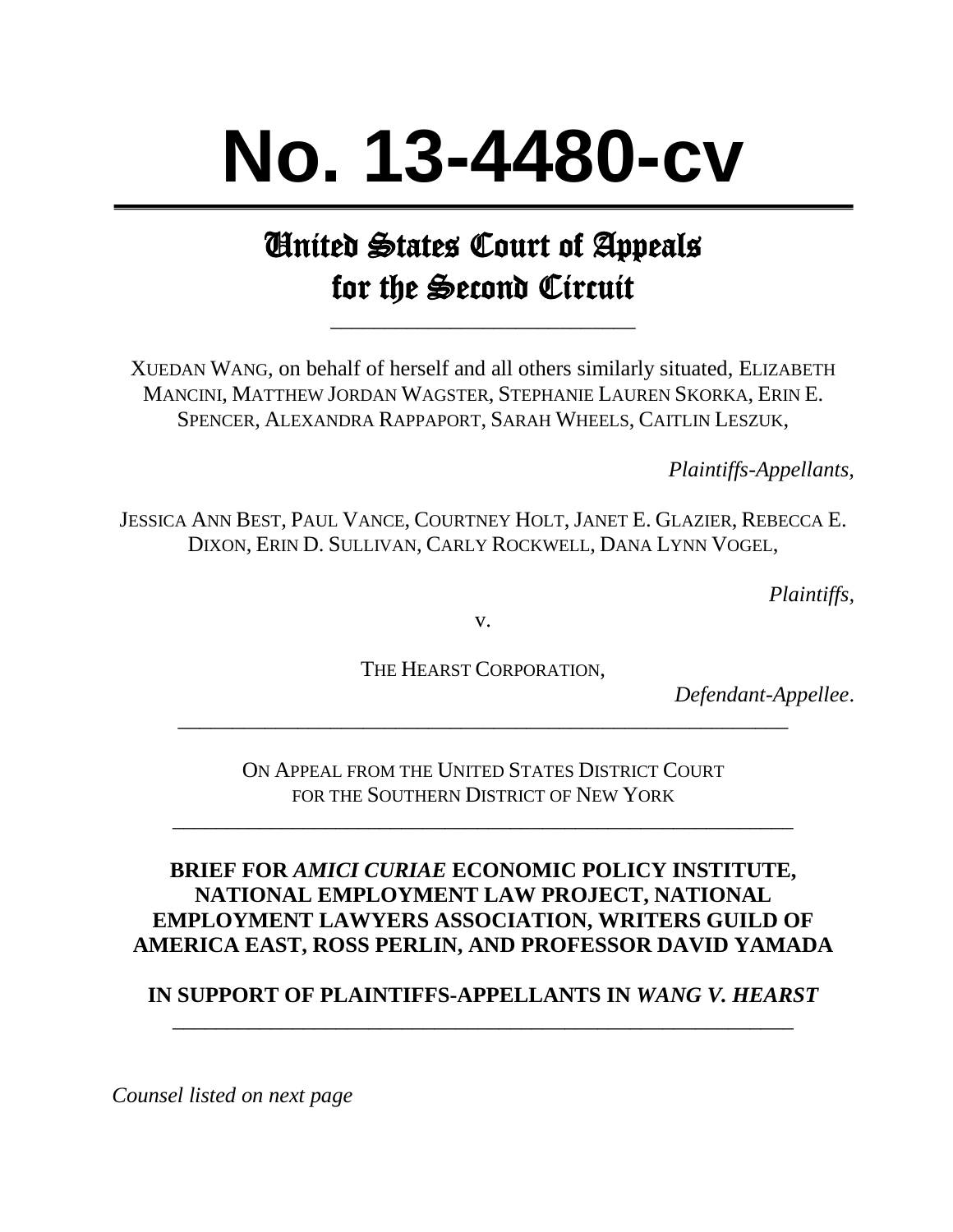# No. 13-4480-cv

## United States Court of Appeals for the Second Circuit

XUEDAN WANG, on behalf of herself and all others similarly situated, ELIZABETH MANCINI, MATTHEW JORDAN WAGSTER, STEPHANIE LAUREN SKORKA, ERIN E. SPENCER, ALEXANDRA RAPPAPORT, SARAH WHEELS, CAITLIN LESZUK,

*Plaintiffs-Appellants,*

JESSICA ANN BEST, PAUL VANCE, COURTNEY HOLT, JANET E. GLAZIER, REBECCA E. DIXON, ERIN D. SULLIVAN, CARLY ROCKWELL, DANA LYNN VOGEL,

*Plaintiffs,*

v.

THE HEARST CORPORATION,

*Defendant-Appellee.*

---

ON APPEAL FROM THE UNITED STATES DISTRICT COURT FOR THE SOUTHERN DISTRICT OF NEW YORK

---

**BRIEF FOR *AMICI CURIAE* ECONOMIC POLICY INSTITUTE, NATIONAL EMPLOYMENT LAW PROJECT, NATIONAL EMPLOYMENT LAWYERS ASSOCIATION, WRITERS GUILD OF AMERICA EAST, ROSS PERLIN, AND PROFESSOR DAVID YAMADA**

**IN SUPPORT OF PLAINTIFFS-APPELLANTS IN *WANG V. HEARST***

---

*Counsel listed on next page*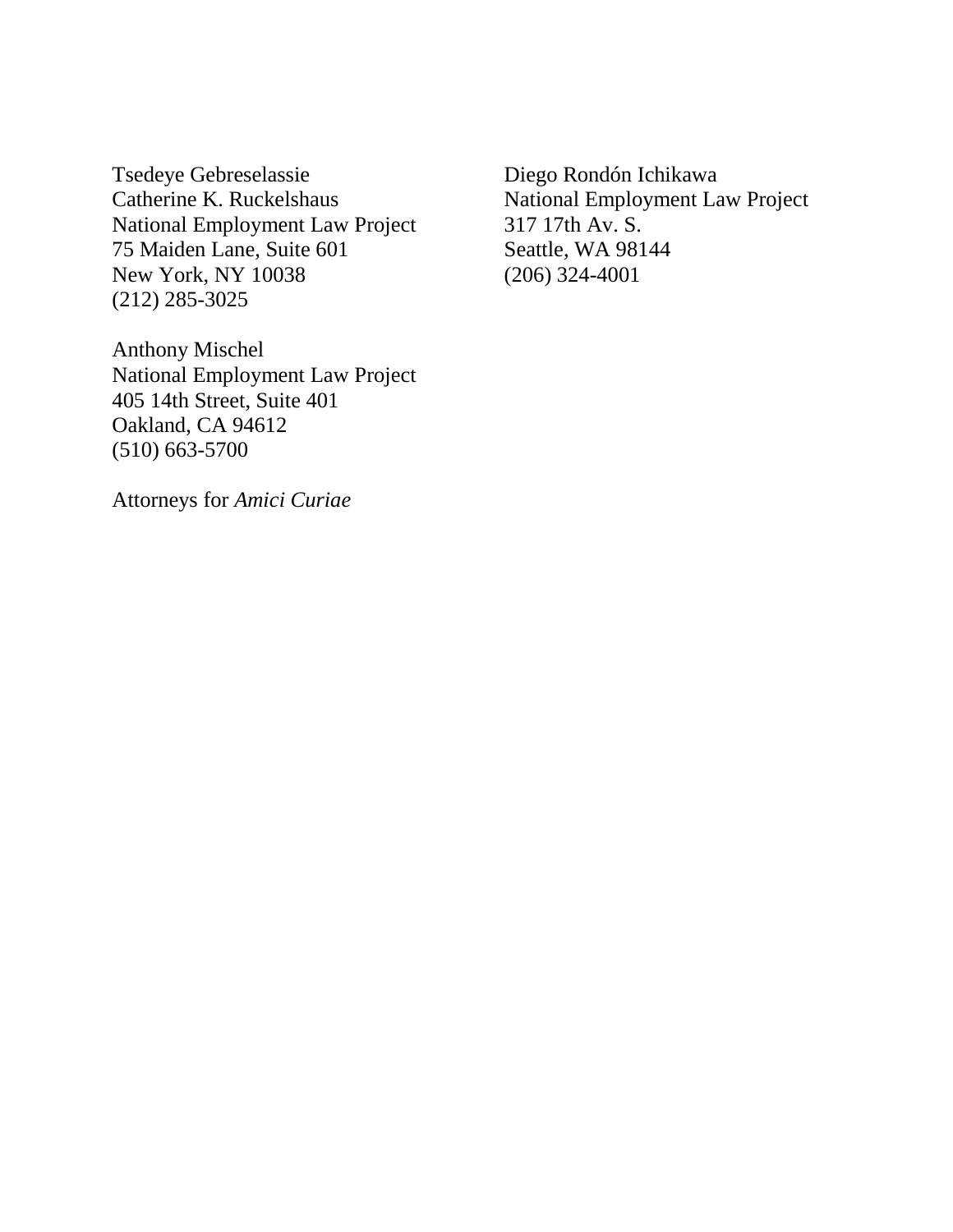Tsedeye Gebreselassie
Catherine K. Ruckelshaus
National Employment Law Project
75 Maiden Lane, Suite 601
New York, NY 10038
(212) 285-3025

Anthony Mischel
National Employment Law Project
405 14th Street, Suite 401
Oakland, CA 94612
(510) 663-5700

Diego Rondón Ichikawa
National Employment Law Project
317 17th Av. S.
Seattle, WA 98144
(206) 324-4001

Attorneys for *Amici Curiae*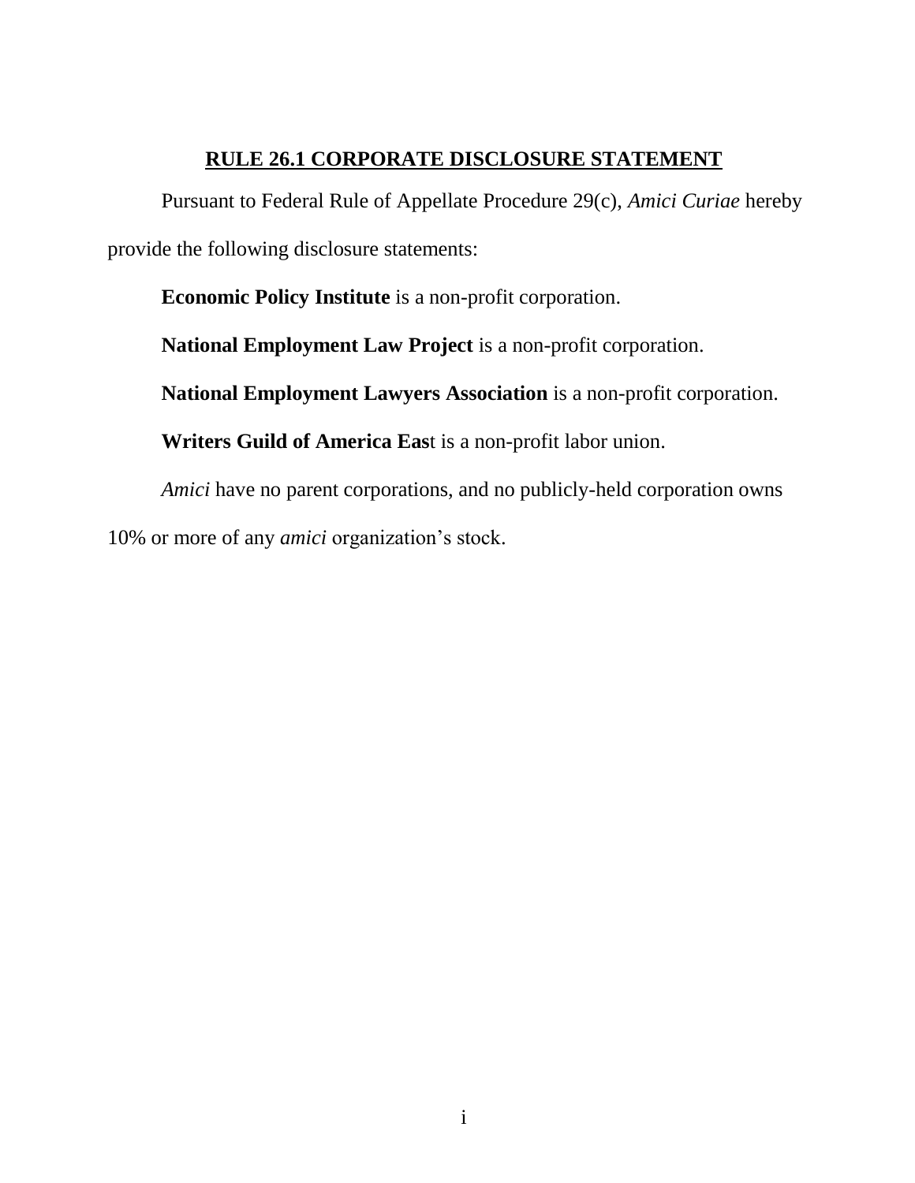## RULE 26.1 CORPORATE DISCLOSURE STATEMENT

Pursuant to Federal Rule of Appellate Procedure 29(c), *Amici Curiae* hereby provide the following disclosure statements:

**Economic Policy Institute** is a non-profit corporation.

**National Employment Law Project** is a non-profit corporation.

**National Employment Lawyers Association** is a non-profit corporation.

**Writers Guild of America Eas**t is a non-profit labor union.

*Amici* have no parent corporations, and no publicly-held corporation owns 10% or more of any *amici* organization's stock.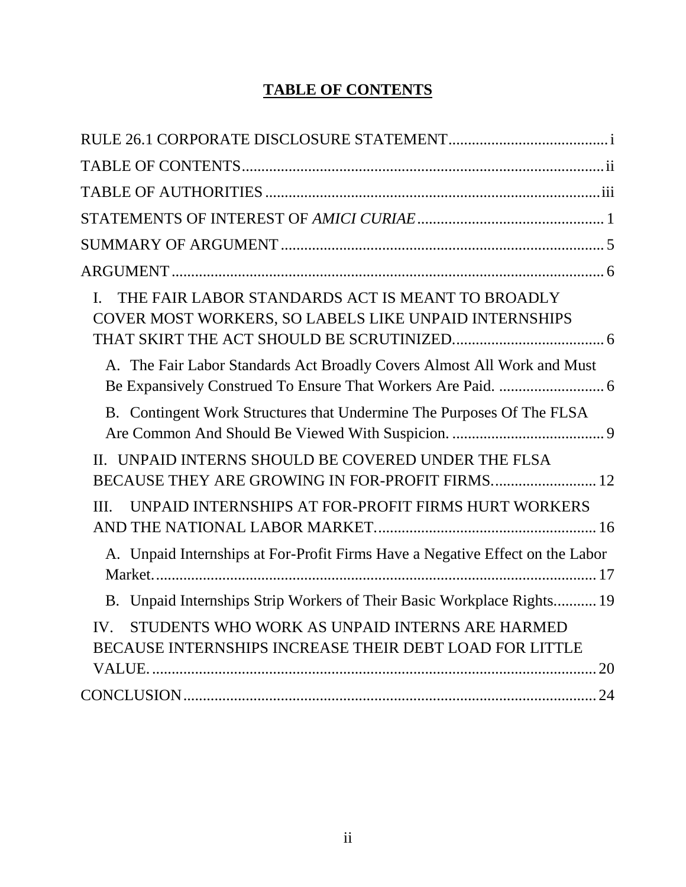# TABLE OF CONTENTS

RULE 26.1 CORPORATE DISCLOSURE STATEMENT ........................................ i

TABLE OF CONTENTS ........................................................................................ ii

TABLE OF AUTHORITIES .................................................................................. iii

STATEMENTS OF INTEREST OF *AMICI CURIAE* ............................................... 1

SUMMARY OF ARGUMENT ................................................................................. 5

ARGUMENT .......................................................................................................... 6

I. THE FAIR LABOR STANDARDS ACT IS MEANT TO BROADLY COVER MOST WORKERS, SO LABELS LIKE UNPAID INTERNSHIPS THAT SKIRT THE ACT SHOULD BE SCRUTINIZED. ..................................... 6

  A. The Fair Labor Standards Act Broadly Covers Almost All Work and Must Be Expansively Construed To Ensure That Workers Are Paid. .......................... 6

  B. Contingent Work Structures that Undermine The Purposes Of The FLSA Are Common And Should Be Viewed With Suspicion. ...................................... 9

II. UNPAID INTERNS SHOULD BE COVERED UNDER THE FLSA BECAUSE THEY ARE GROWING IN FOR-PROFIT FIRMS. ......................... 12

III. UNPAID INTERNSHIPS AT FOR-PROFIT FIRMS HURT WORKERS AND THE NATIONAL LABOR MARKET. ....................................................... 16

  A. Unpaid Internships at For-Profit Firms Have a Negative Effect on the Labor Market. ................................................................................................... 17

  B. Unpaid Internships Strip Workers of Their Basic Workplace Rights .......... 19

IV. STUDENTS WHO WORK AS UNPAID INTERNS ARE HARMED BECAUSE INTERNSHIPS INCREASE THEIR DEBT LOAD FOR LITTLE VALUE. ................................................................................................. 20

CONCLUSION ..................................................................................................... 24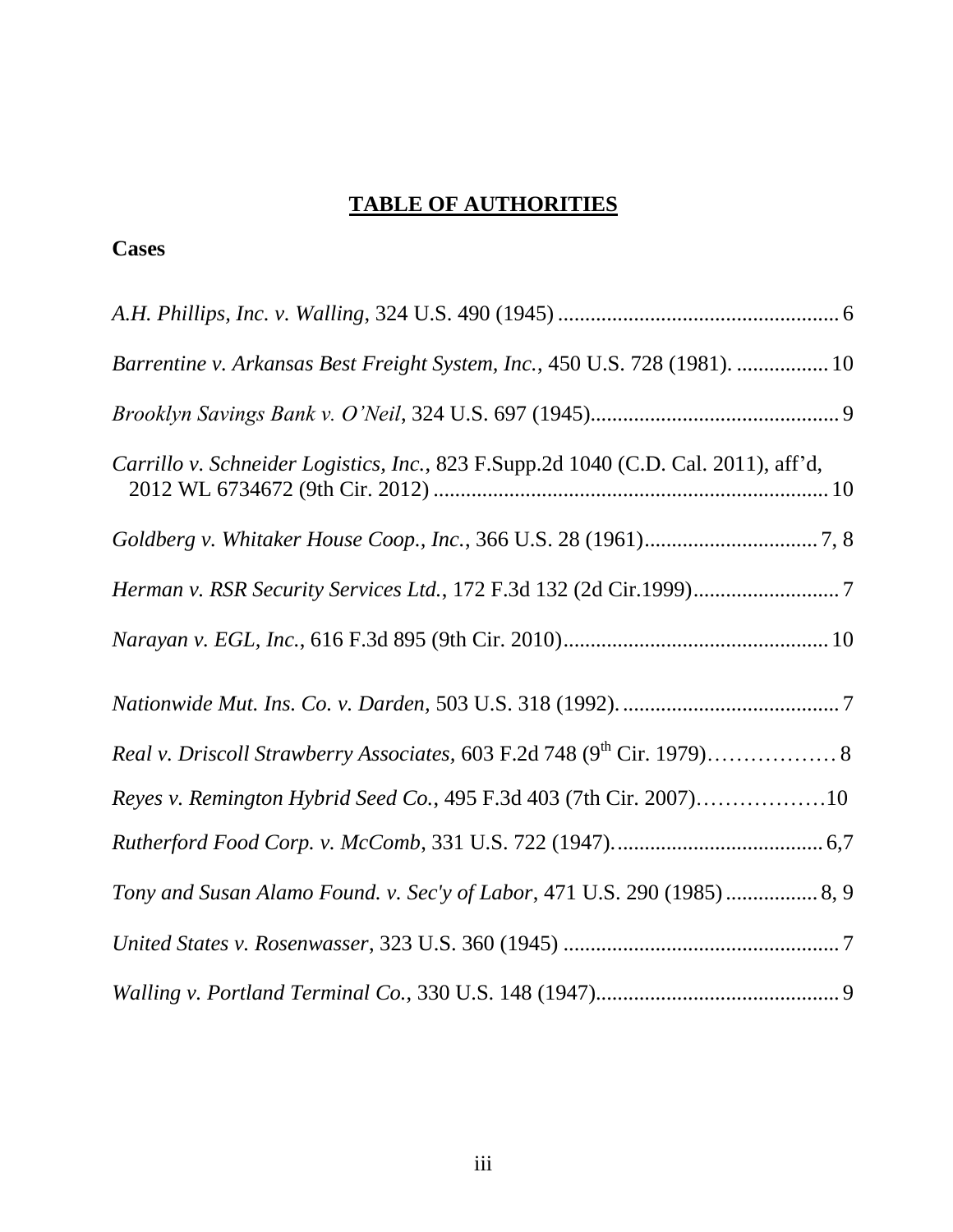# **TABLE OF AUTHORITIES**

**Cases**

*A.H. Phillips, Inc. v. Walling*, 324 U.S. 490 (1945) .................................................... 6

*Barrentine v. Arkansas Best Freight System, Inc.*, 450 U.S. 728 (1981). ................. 10

*Brooklyn Savings Bank v. O'Neil*, 324 U.S. 697 (1945)............................................. 9

*Carrillo v. Schneider Logistics, Inc.*, 823 F.Supp.2d 1040 (C.D. Cal. 2011), aff'd, 2012 WL 6734672 (9th Cir. 2012) ........................................................................ 10

*Goldberg v. Whitaker House Coop., Inc.*, 366 U.S. 28 (1961)................................ 7, 8

*Herman v. RSR Security Services Ltd.*, 172 F.3d 132 (2d Cir.1999)........................... 7

*Narayan v. EGL, Inc.*, 616 F.3d 895 (9th Cir. 2010)................................................. 10

*Nationwide Mut. Ins. Co. v. Darden*, 503 U.S. 318 (1992). ........................................ 7

*Real v. Driscoll Strawberry Associates*, 603 F.2d 748 (9th Cir. 1979)……………… 8

*Reyes v. Remington Hybrid Seed Co.*, 495 F.3d 403 (7th Cir. 2007)………………10

*Rutherford Food Corp. v. McComb*, 331 U.S. 722 (1947). ...................................... 6,7

*Tony and Susan Alamo Found. v. Sec'y of Labor*, 471 U.S. 290 (1985) ................ 8, 9

*United States v. Rosenwasser*, 323 U.S. 360 (1945) ................................................... 7

*Walling v. Portland Terminal Co.*, 330 U.S. 148 (1947)............................................. 9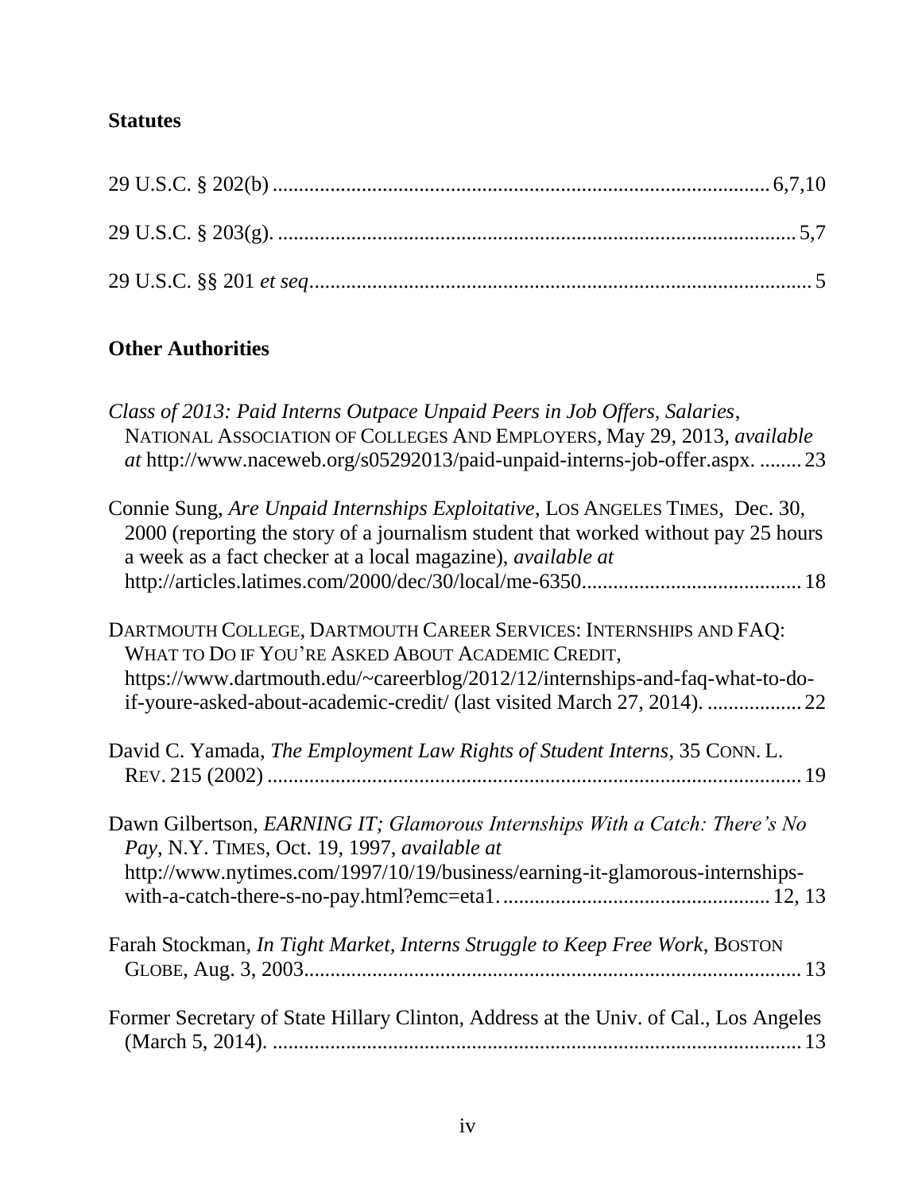## Statutes

29 U.S.C. § 202(b) .............................................................................................. 6,7,10

29 U.S.C. § 203(g). .................................................................................................. 5,7

29 U.S.C. §§ 201 *et seq*............................................................................................... 5

## Other Authorities

*Class of 2013: Paid Interns Outpace Unpaid Peers in Job Offers, Salaries*, NATIONAL ASSOCIATION OF COLLEGES AND EMPLOYERS, May 29, 2013, *available at* http://www.naceweb.org/s05292013/paid-unpaid-interns-job-offer.aspx. ........ 23

Connie Sung, *Are Unpaid Internships Exploitative*, LOS ANGELES TIMES, Dec. 30, 2000 (reporting the story of a journalism student that worked without pay 25 hours a week as a fact checker at a local magazine), *available at* http://articles.latimes.com/2000/dec/30/local/me-6350.......................................... 18

DARTMOUTH COLLEGE, DARTMOUTH CAREER SERVICES: INTERNSHIPS AND FAQ: WHAT TO DO IF YOU'RE ASKED ABOUT ACADEMIC CREDIT, https://www.dartmouth.edu/~careerblog/2012/12/internships-and-faq-what-to-do-if-youre-asked-about-academic-credit/ (last visited March 27, 2014). .................. 22

David C. Yamada, *The Employment Law Rights of Student Interns*, 35 CONN. L. REV. 215 (2002) ..................................................................................................... 19

Dawn Gilbertson, *EARNING IT; Glamorous Internships With a Catch: There's No Pay*, N.Y. TIMES, Oct. 19, 1997, *available at* http://www.nytimes.com/1997/10/19/business/earning-it-glamorous-internships-with-a-catch-there-s-no-pay.html?emc=eta1. .................................................. 12, 13

Farah Stockman, *In Tight Market, Interns Struggle to Keep Free Work*, BOSTON GLOBE, Aug. 3, 2003............................................................................................. 13

Former Secretary of State Hillary Clinton, Address at the Univ. of Cal., Los Angeles (March 5, 2014). .................................................................................................... 13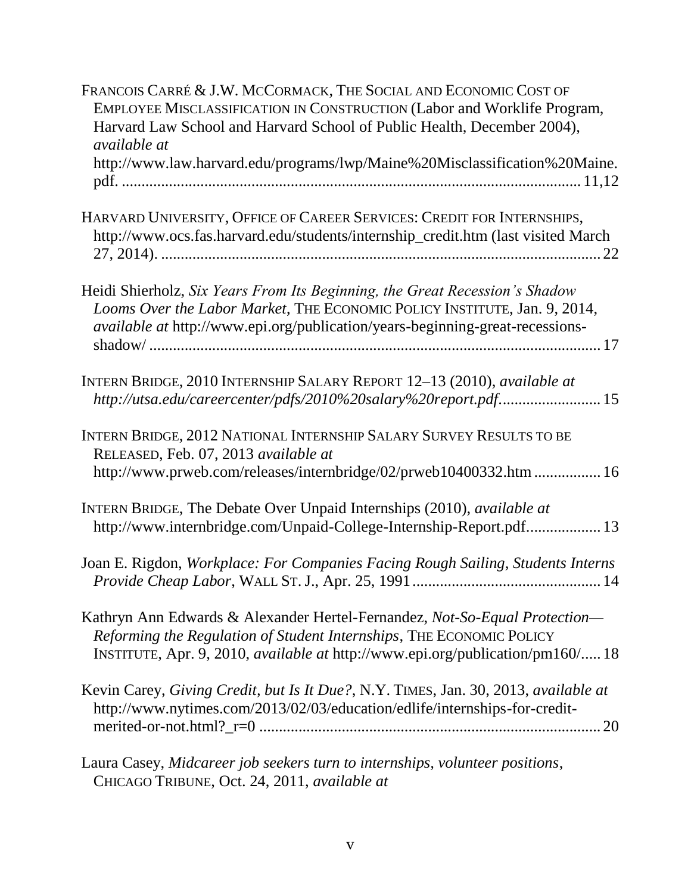FRANCOIS CARRÉ & J.W. MCCORMACK, THE SOCIAL AND ECONOMIC COST OF EMPLOYEE MISCLASSIFICATION IN CONSTRUCTION (Labor and Worklife Program, Harvard Law School and Harvard School of Public Health, December 2004), *available at* http://www.law.harvard.edu/programs/lwp/Maine%20Misclassification%20Maine.pdf. .................................................................................................... 11,12

HARVARD UNIVERSITY, OFFICE OF CAREER SERVICES: CREDIT FOR INTERNSHIPS, http://www.ocs.fas.harvard.edu/students/internship_credit.htm (last visited March 27, 2014). ............................................................................................................... 22

Heidi Shierholz, *Six Years From Its Beginning, the Great Recession's Shadow Looms Over the Labor Market*, THE ECONOMIC POLICY INSTITUTE, Jan. 9, 2014, *available at* http://www.epi.org/publication/years-beginning-great-recessions-shadow/ ................................................................................................................ 17

INTERN BRIDGE, 2010 INTERNSHIP SALARY REPORT 12–13 (2010), *available at http://utsa.edu/careercenter/pdfs/2010%20salary%20report.pdf*......................... 15

INTERN BRIDGE, 2012 NATIONAL INTERNSHIP SALARY SURVEY RESULTS TO BE RELEASED, Feb. 07, 2013 *available at* http://www.prweb.com/releases/internbridge/02/prweb10400332.htm ................. 16

INTERN BRIDGE, The Debate Over Unpaid Internships (2010), *available at* http://www.internbridge.com/Unpaid-College-Internship-Report.pdf.................. 13

Joan E. Rigdon, *Workplace: For Companies Facing Rough Sailing, Students Interns Provide Cheap Labor*, WALL ST. J., Apr. 25, 1991............................................... 14

Kathryn Ann Edwards & Alexander Hertel-Fernandez, *Not-So-Equal Protection—Reforming the Regulation of Student Internships*, THE ECONOMIC POLICY INSTITUTE, Apr. 9, 2010, *available at* http://www.epi.org/publication/pm160/..... 18

Kevin Carey, *Giving Credit, but Is It Due?*, N.Y. TIMES, Jan. 30, 2013, *available at* http://www.nytimes.com/2013/02/03/education/edlife/internships-for-credit-merited-or-not.html?_r=0 ..................................................................................... 20

Laura Casey, *Midcareer job seekers turn to internships, volunteer positions*, CHICAGO TRIBUNE, Oct. 24, 2011, *available at*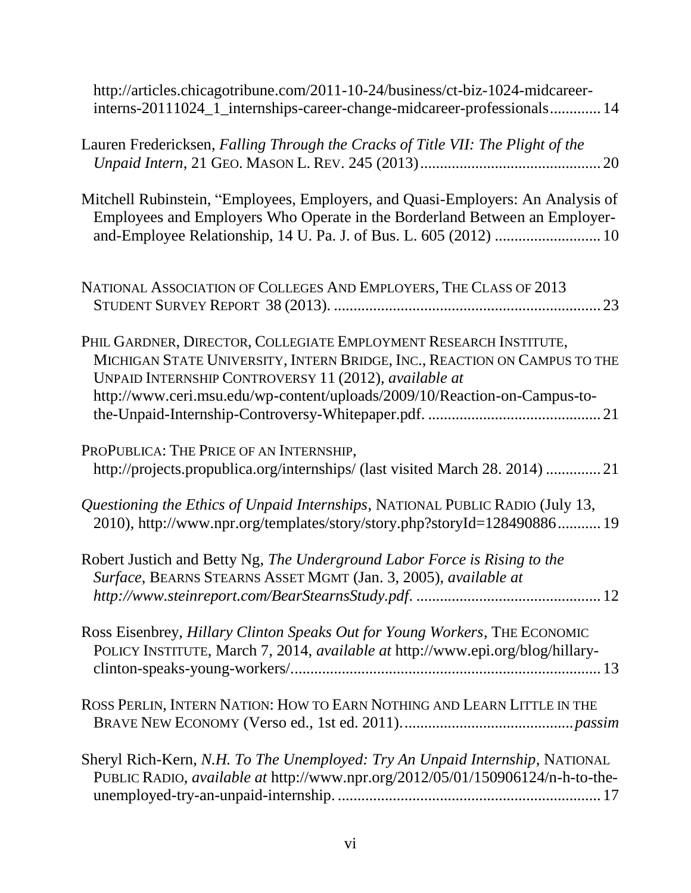http://articles.chicagotribune.com/2011-10-24/business/ct-biz-1024-midcareer-interns-20111024_1_internships-career-change-midcareer-professionals............. 14

Lauren Fredericksen, *Falling Through the Cracks of Title VII: The Plight of the Unpaid Intern*, 21 GEO. MASON L. REV. 245 (2013)............................................. 20

Mitchell Rubinstein, "Employees, Employers, and Quasi-Employers: An Analysis of Employees and Employers Who Operate in the Borderland Between an Employer-and-Employee Relationship, 14 U. Pa. J. of Bus. L. 605 (2012) .......................... 10

NATIONAL ASSOCIATION OF COLLEGES AND EMPLOYERS, THE CLASS OF 2013 STUDENT SURVEY REPORT 38 (2013). .................................................................... 23

PHIL GARDNER, DIRECTOR, COLLEGIATE EMPLOYMENT RESEARCH INSTITUTE, MICHIGAN STATE UNIVERSITY, INTERN BRIDGE, INC., REACTION ON CAMPUS TO THE UNPAID INTERNSHIP CONTROVERSY 11 (2012), *available at* http://www.ceri.msu.edu/wp-content/uploads/2009/10/Reaction-on-Campus-to-the-Unpaid-Internship-Controversy-Whitepaper.pdf. ............................................ 21

PROPUBLICA: THE PRICE OF AN INTERNSHIP, http://projects.propublica.org/internships/ (last visited March 28. 2014) .............. 21

*Questioning the Ethics of Unpaid Internships*, NATIONAL PUBLIC RADIO (July 13, 2010), http://www.npr.org/templates/story/story.php?storyId=128490886........... 19

Robert Justich and Betty Ng, *The Underground Labor Force is Rising to the Surface*, BEARNS STEARNS ASSET MGMT (Jan. 3, 2005), *available at http://www.steinreport.com/BearStearnsStudy.pdf*. ............................................... 12

Ross Eisenbrey, *Hillary Clinton Speaks Out for Young Workers*, THE ECONOMIC POLICY INSTITUTE, March 7, 2014, *available at* http://www.epi.org/blog/hillary-clinton-speaks-young-workers/.............................................................................. 13

ROSS PERLIN, INTERN NATION: HOW TO EARN NOTHING AND LEARN LITTLE IN THE BRAVE NEW ECONOMY (Verso ed., 1st ed. 2011)............................................*passim*

Sheryl Rich-Kern, *N.H. To The Unemployed: Try An Unpaid Internship*, NATIONAL PUBLIC RADIO, *available at* http://www.npr.org/2012/05/01/150906124/n-h-to-the-unemployed-try-an-unpaid-internship. .................................................................. 17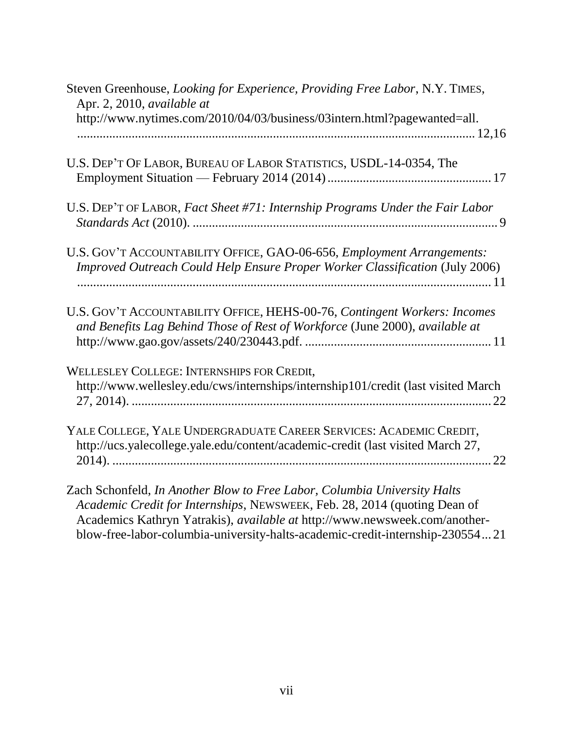Steven Greenhouse, *Looking for Experience, Providing Free Labor*, N.Y. TIMES, Apr. 2, 2010, *available at* http://www.nytimes.com/2010/04/03/business/03intern.html?pagewanted=all. ............................................................................................................................ 12,16

U.S. DEP'T OF LABOR, BUREAU OF LABOR STATISTICS, USDL-14-0354, The Employment Situation — February 2014 (2014) .................................................. 17

U.S. DEP'T OF LABOR, *Fact Sheet #71: Internship Programs Under the Fair Labor Standards Act* (2010). ............................................................................................ 9

U.S. GOV'T ACCOUNTABILITY OFFICE, GAO-06-656, *Employment Arrangements: Improved Outreach Could Help Ensure Proper Worker Classification* (July 2006) ................................................................................................................................ 11

U.S. GOV'T ACCOUNTABILITY OFFICE, HEHS-00-76, *Contingent Workers: Incomes and Benefits Lag Behind Those of Rest of Workforce* (June 2000), *available at* http://www.gao.gov/assets/240/230443.pdf. ......................................................... 11

WELLESLEY COLLEGE: INTERNSHIPS FOR CREDIt, http://www.wellesley.edu/cws/internships/internship101/credit (last visited March 27, 2014). .............................................................................................................. 22

YALE COLLEGE, YALE UNDERGRADUATE CAREER SERVICES: ACADEMIC CREDIT, http://ucs.yalecollege.yale.edu/content/academic-credit (last visited March 27, 2014). ...................................................................................................................... 22

Zach Schonfeld, *In Another Blow to Free Labor, Columbia University Halts Academic Credit for Internships*, NEWSWEEK, Feb. 28, 2014 (quoting Dean of Academics Kathryn Yatrakis), *available at* http://www.newsweek.com/another-blow-free-labor-columbia-university-halts-academic-credit-internship-230554 ... 21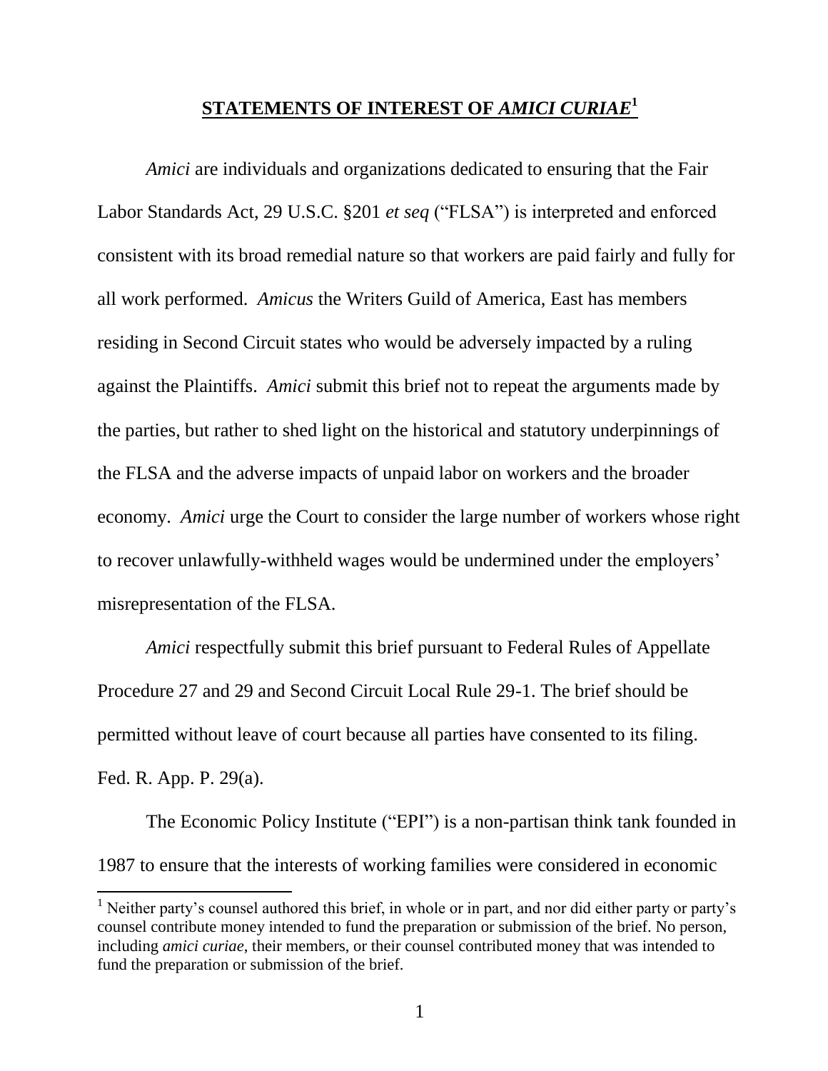## **STATEMENTS OF INTEREST OF *AMICI CURIAE*[1]**

*Amici* are individuals and organizations dedicated to ensuring that the Fair Labor Standards Act, 29 U.S.C. §201 *et seq* ("FLSA") is interpreted and enforced consistent with its broad remedial nature so that workers are paid fairly and fully for all work performed. *Amicus* the Writers Guild of America, East has members residing in Second Circuit states who would be adversely impacted by a ruling against the Plaintiffs. *Amici* submit this brief not to repeat the arguments made by the parties, but rather to shed light on the historical and statutory underpinnings of the FLSA and the adverse impacts of unpaid labor on workers and the broader economy. *Amici* urge the Court to consider the large number of workers whose right to recover unlawfully-withheld wages would be undermined under the employers' misrepresentation of the FLSA.

*Amici* respectfully submit this brief pursuant to Federal Rules of Appellate Procedure 27 and 29 and Second Circuit Local Rule 29-1. The brief should be permitted without leave of court because all parties have consented to its filing. Fed. R. App. P. 29(a).

The Economic Policy Institute ("EPI") is a non-partisan think tank founded in 1987 to ensure that the interests of working families were considered in economic

[1] Neither party's counsel authored this brief, in whole or in part, and nor did either party or party's counsel contribute money intended to fund the preparation or submission of the brief. No person, including *amici curiae*, their members, or their counsel contributed money that was intended to fund the preparation or submission of the brief.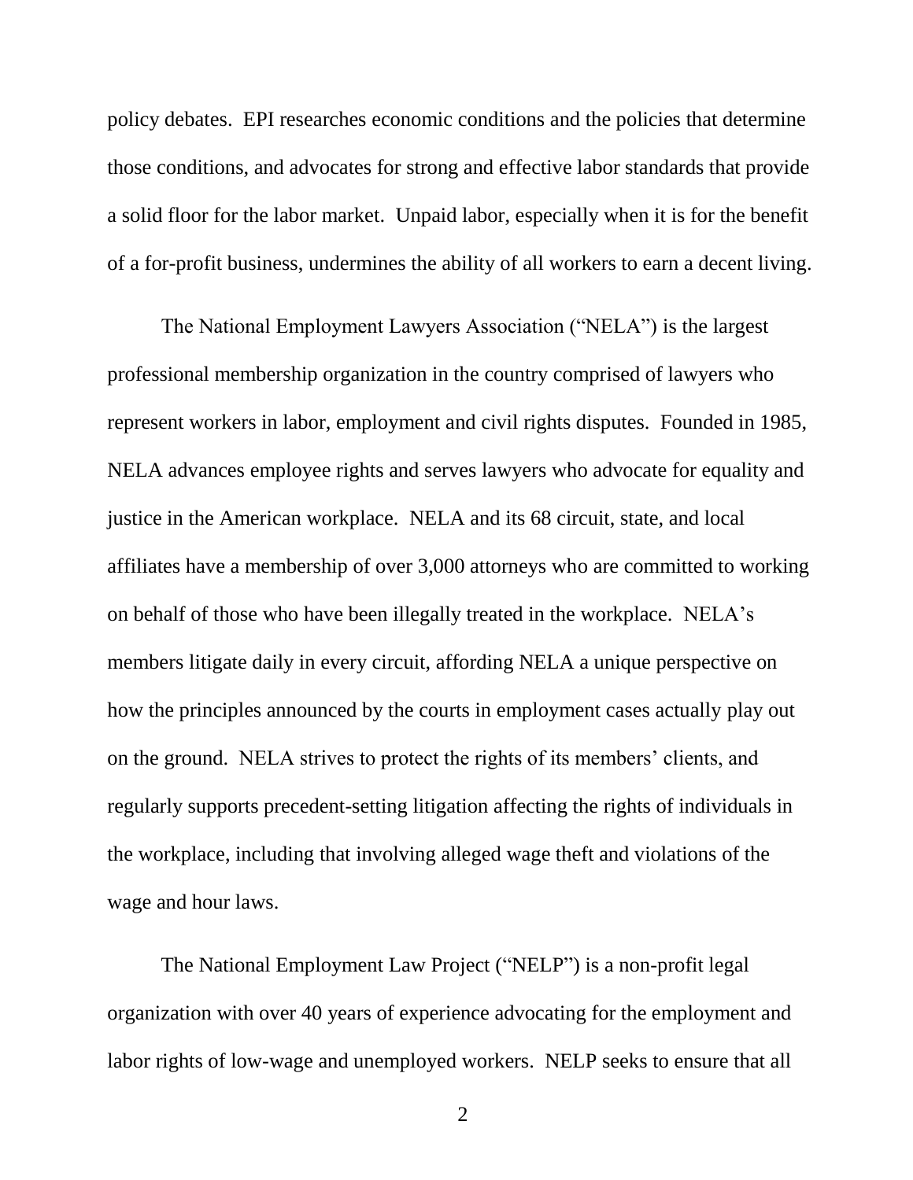policy debates. EPI researches economic conditions and the policies that determine those conditions, and advocates for strong and effective labor standards that provide a solid floor for the labor market. Unpaid labor, especially when it is for the benefit of a for-profit business, undermines the ability of all workers to earn a decent living.

The National Employment Lawyers Association ("NELA") is the largest professional membership organization in the country comprised of lawyers who represent workers in labor, employment and civil rights disputes. Founded in 1985, NELA advances employee rights and serves lawyers who advocate for equality and justice in the American workplace. NELA and its 68 circuit, state, and local affiliates have a membership of over 3,000 attorneys who are committed to working on behalf of those who have been illegally treated in the workplace. NELA's members litigate daily in every circuit, affording NELA a unique perspective on how the principles announced by the courts in employment cases actually play out on the ground. NELA strives to protect the rights of its members' clients, and regularly supports precedent-setting litigation affecting the rights of individuals in the workplace, including that involving alleged wage theft and violations of the wage and hour laws.

The National Employment Law Project ("NELP") is a non-profit legal organization with over 40 years of experience advocating for the employment and labor rights of low-wage and unemployed workers. NELP seeks to ensure that all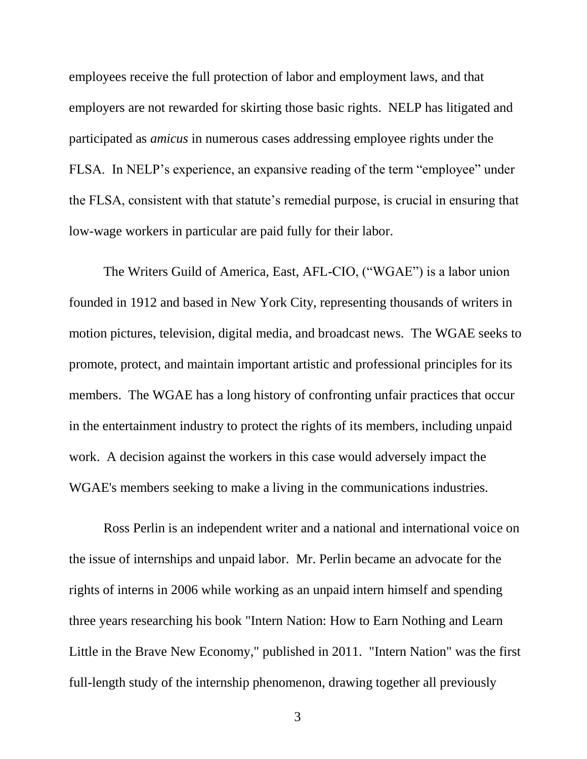employees receive the full protection of labor and employment laws, and that employers are not rewarded for skirting those basic rights. NELP has litigated and participated as *amicus* in numerous cases addressing employee rights under the FLSA. In NELP's experience, an expansive reading of the term "employee" under the FLSA, consistent with that statute's remedial purpose, is crucial in ensuring that low-wage workers in particular are paid fully for their labor.

The Writers Guild of America, East, AFL-CIO, ("WGAE") is a labor union founded in 1912 and based in New York City, representing thousands of writers in motion pictures, television, digital media, and broadcast news. The WGAE seeks to promote, protect, and maintain important artistic and professional principles for its members. The WGAE has a long history of confronting unfair practices that occur in the entertainment industry to protect the rights of its members, including unpaid work. A decision against the workers in this case would adversely impact the WGAE's members seeking to make a living in the communications industries.

Ross Perlin is an independent writer and a national and international voice on the issue of internships and unpaid labor. Mr. Perlin became an advocate for the rights of interns in 2006 while working as an unpaid intern himself and spending three years researching his book "Intern Nation: How to Earn Nothing and Learn Little in the Brave New Economy," published in 2011. "Intern Nation" was the first full-length study of the internship phenomenon, drawing together all previously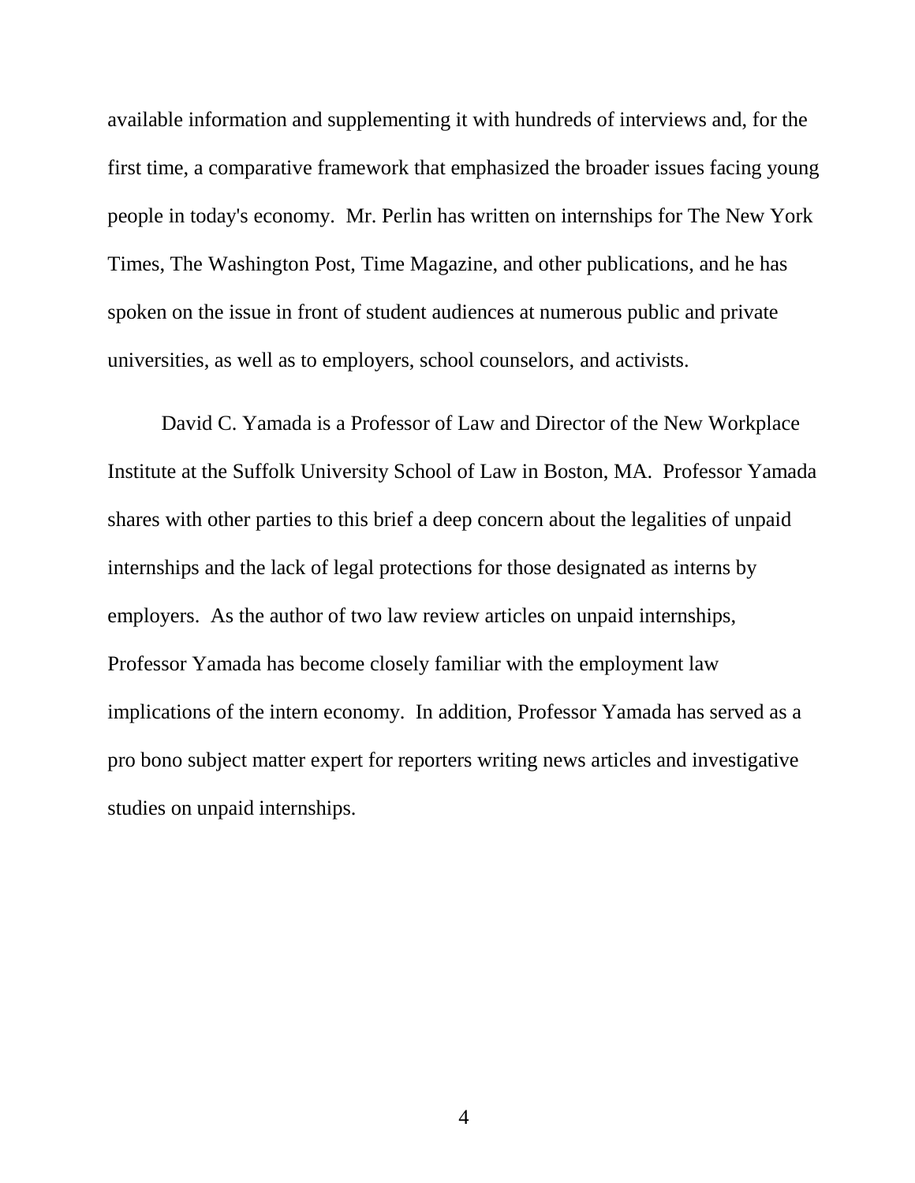available information and supplementing it with hundreds of interviews and, for the first time, a comparative framework that emphasized the broader issues facing young people in today's economy. Mr. Perlin has written on internships for The New York Times, The Washington Post, Time Magazine, and other publications, and he has spoken on the issue in front of student audiences at numerous public and private universities, as well as to employers, school counselors, and activists.

David C. Yamada is a Professor of Law and Director of the New Workplace Institute at the Suffolk University School of Law in Boston, MA. Professor Yamada shares with other parties to this brief a deep concern about the legalities of unpaid internships and the lack of legal protections for those designated as interns by employers. As the author of two law review articles on unpaid internships, Professor Yamada has become closely familiar with the employment law implications of the intern economy. In addition, Professor Yamada has served as a pro bono subject matter expert for reporters writing news articles and investigative studies on unpaid internships.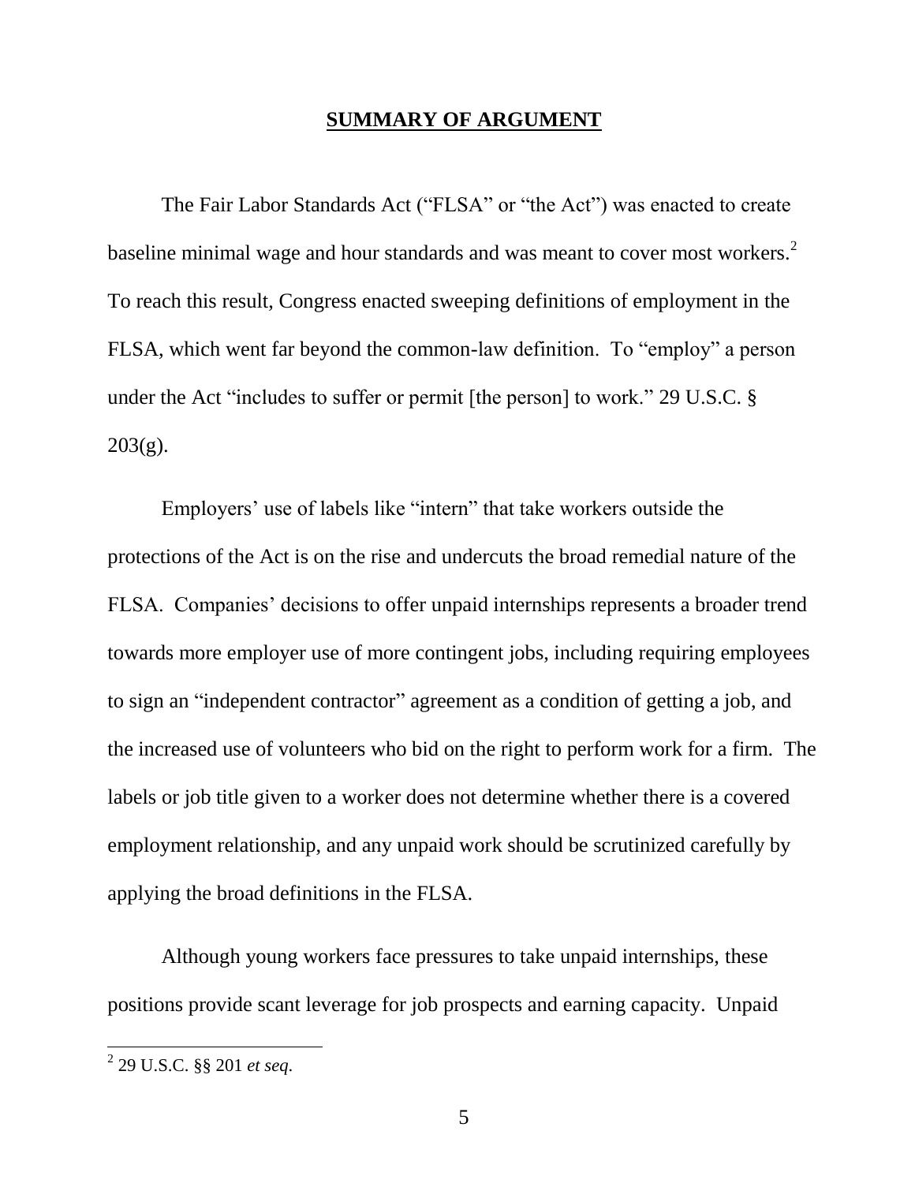## SUMMARY OF ARGUMENT

The Fair Labor Standards Act ("FLSA" or "the Act") was enacted to create baseline minimal wage and hour standards and was meant to cover most workers.[2] To reach this result, Congress enacted sweeping definitions of employment in the FLSA, which went far beyond the common-law definition. To "employ" a person under the Act "includes to suffer or permit [the person] to work." 29 U.S.C. § 203(g).

Employers' use of labels like "intern" that take workers outside the protections of the Act is on the rise and undercuts the broad remedial nature of the FLSA. Companies' decisions to offer unpaid internships represents a broader trend towards more employer use of more contingent jobs, including requiring employees to sign an "independent contractor" agreement as a condition of getting a job, and the increased use of volunteers who bid on the right to perform work for a firm. The labels or job title given to a worker does not determine whether there is a covered employment relationship, and any unpaid work should be scrutinized carefully by applying the broad definitions in the FLSA.

Although young workers face pressures to take unpaid internships, these positions provide scant leverage for job prospects and earning capacity. Unpaid

---

[2] 29 U.S.C. §§ 201 *et seq.*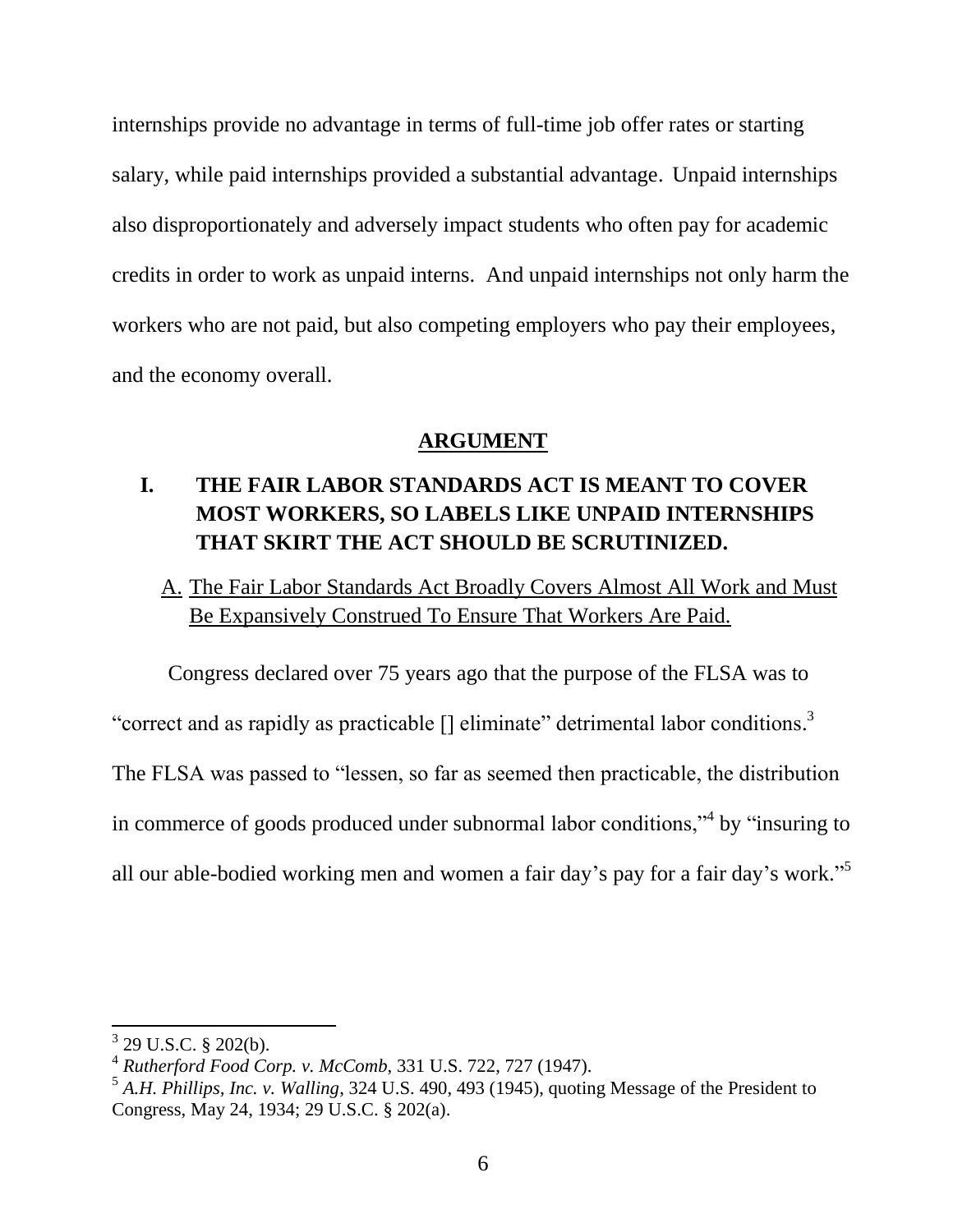internships provide no advantage in terms of full-time job offer rates or starting salary, while paid internships provided a substantial advantage. Unpaid internships also disproportionately and adversely impact students who often pay for academic credits in order to work as unpaid interns. And unpaid internships not only harm the workers who are not paid, but also competing employers who pay their employees, and the economy overall.

## ARGUMENT

### I. THE FAIR LABOR STANDARDS ACT IS MEANT TO COVER MOST WORKERS, SO LABELS LIKE UNPAID INTERNSHIPS THAT SKIRT THE ACT SHOULD BE SCRUTINIZED.

#### A. The Fair Labor Standards Act Broadly Covers Almost All Work and Must Be Expansively Construed To Ensure That Workers Are Paid.

Congress declared over 75 years ago that the purpose of the FLSA was to "correct and as rapidly as practicable [] eliminate" detrimental labor conditions.[3] The FLSA was passed to "lessen, so far as seemed then practicable, the distribution in commerce of goods produced under subnormal labor conditions,"[4] by "insuring to all our able-bodied working men and women a fair day's pay for a fair day's work."[5]

---

[3] 29 U.S.C. § 202(b).

[4] *Rutherford Food Corp. v. McComb*, 331 U.S. 722, 727 (1947).

[5] *A.H. Phillips, Inc. v. Walling*, 324 U.S. 490, 493 (1945), quoting Message of the President to Congress, May 24, 1934; 29 U.S.C. § 202(a).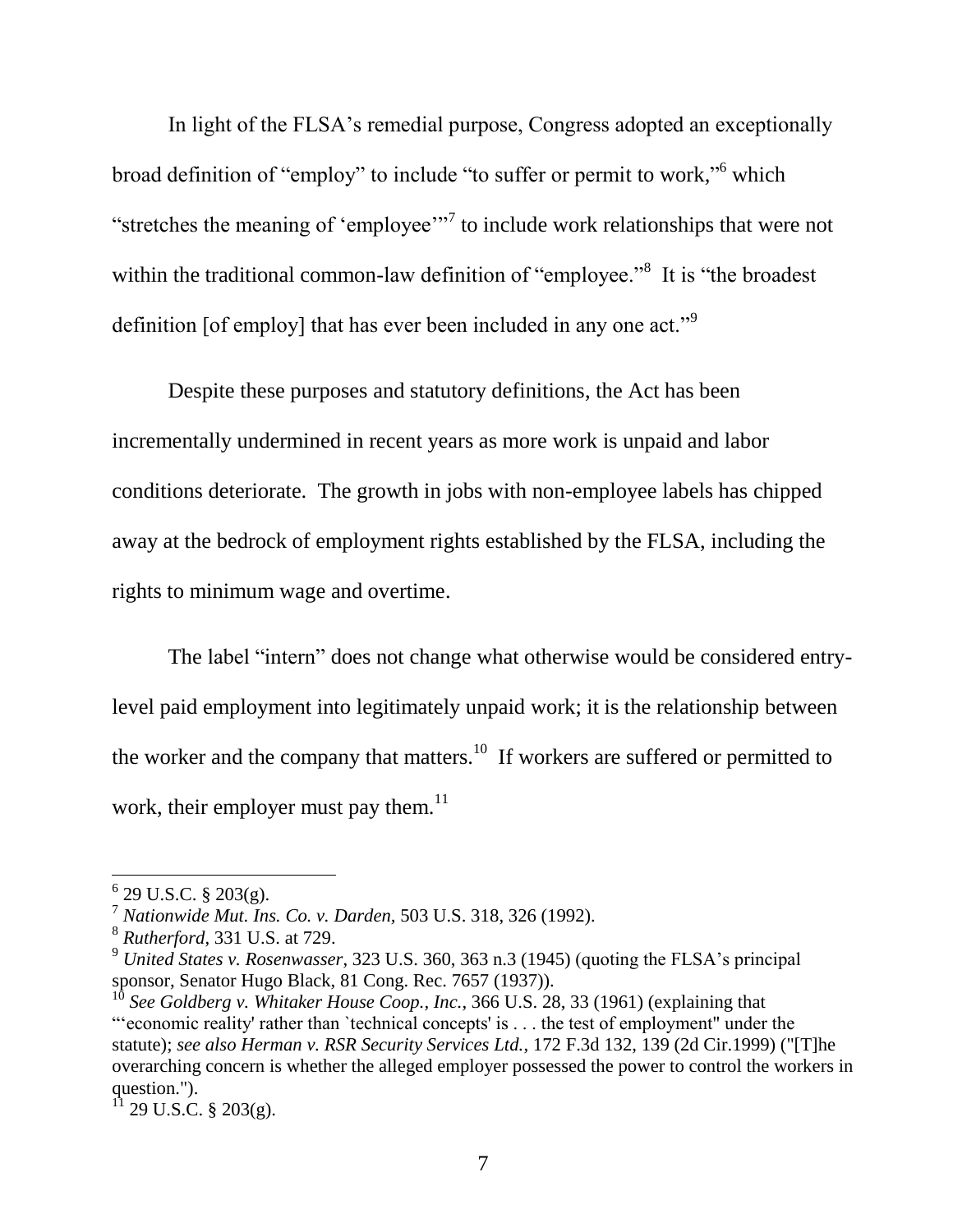In light of the FLSA's remedial purpose, Congress adopted an exceptionally broad definition of "employ" to include "to suffer or permit to work,"[6] which "stretches the meaning of 'employee'"[7] to include work relationships that were not within the traditional common-law definition of "employee."[8] It is "the broadest definition [of employ] that has ever been included in any one act."[9]

Despite these purposes and statutory definitions, the Act has been incrementally undermined in recent years as more work is unpaid and labor conditions deteriorate. The growth in jobs with non-employee labels has chipped away at the bedrock of employment rights established by the FLSA, including the rights to minimum wage and overtime.

The label "intern" does not change what otherwise would be considered entry-level paid employment into legitimately unpaid work; it is the relationship between the worker and the company that matters.[10] If workers are suffered or permitted to work, their employer must pay them.[11]

---

[6] 29 U.S.C. § 203(g).

[7] *Nationwide Mut. Ins. Co. v. Darden*, 503 U.S. 318, 326 (1992).

[8] *Rutherford*, 331 U.S. at 729.

[9] *United States v. Rosenwasser*, 323 U.S. 360, 363 n.3 (1945) (quoting the FLSA's principal sponsor, Senator Hugo Black, 81 Cong. Rec. 7657 (1937)).

[10] *See Goldberg v. Whitaker House Coop., Inc.*, 366 U.S. 28, 33 (1961) (explaining that "'economic reality' rather than `technical concepts' is . . . the test of employment" under the statute); *see also Herman v. RSR Security Services Ltd.*, 172 F.3d 132, 139 (2d Cir.1999) ("[T]he overarching concern is whether the alleged employer possessed the power to control the workers in question.").

[11] 29 U.S.C. § 203(g).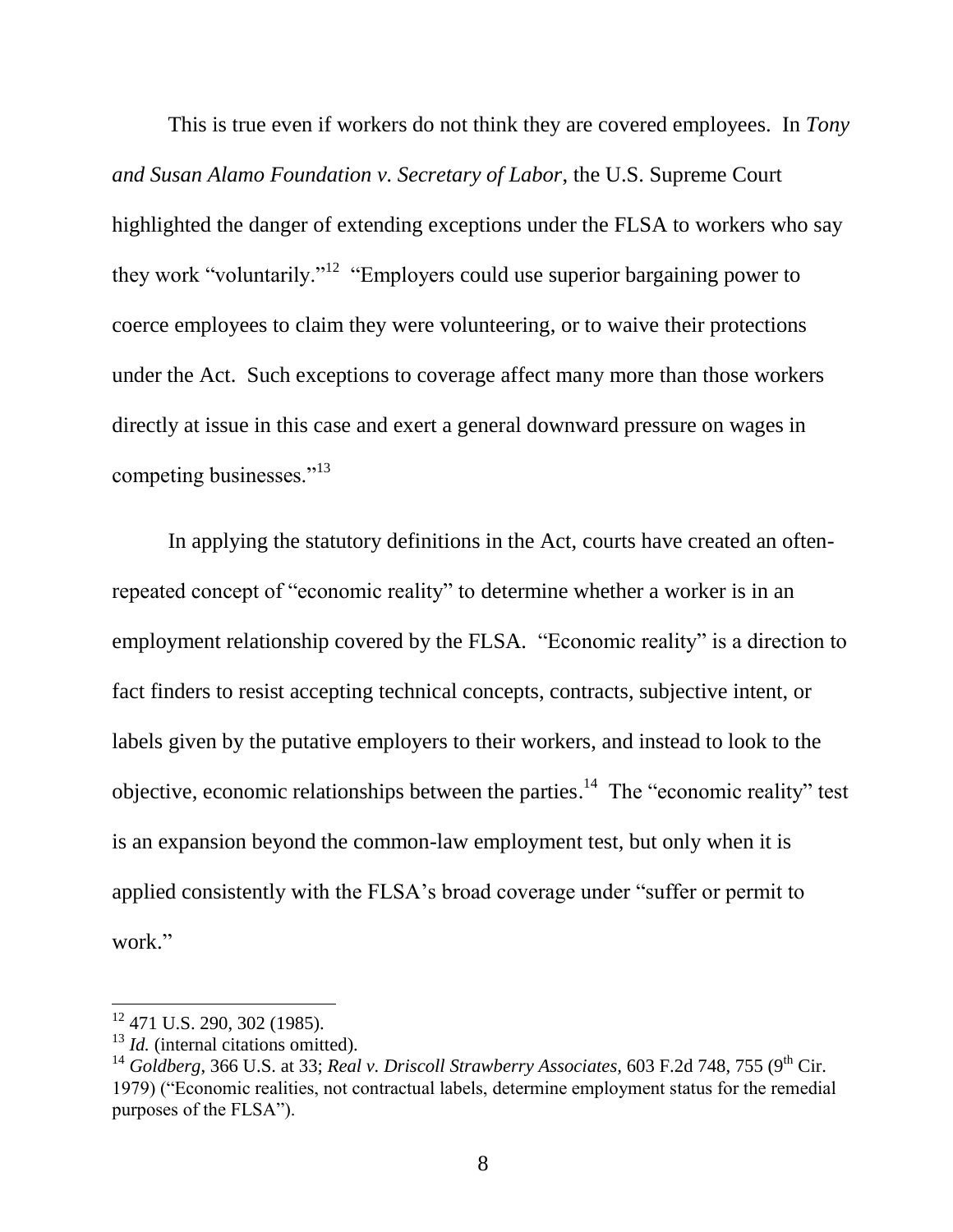This is true even if workers do not think they are covered employees. In *Tony and Susan Alamo Foundation v. Secretary of Labor*, the U.S. Supreme Court highlighted the danger of extending exceptions under the FLSA to workers who say they work "voluntarily."[12] "Employers could use superior bargaining power to coerce employees to claim they were volunteering, or to waive their protections under the Act. Such exceptions to coverage affect many more than those workers directly at issue in this case and exert a general downward pressure on wages in competing businesses."[13]

In applying the statutory definitions in the Act, courts have created an often-repeated concept of "economic reality" to determine whether a worker is in an employment relationship covered by the FLSA. "Economic reality" is a direction to fact finders to resist accepting technical concepts, contracts, subjective intent, or labels given by the putative employers to their workers, and instead to look to the objective, economic relationships between the parties.[14] The "economic reality" test is an expansion beyond the common-law employment test, but only when it is applied consistently with the FLSA's broad coverage under "suffer or permit to work."

---

[12] 471 U.S. 290, 302 (1985).

[13] *Id.* (internal citations omitted).

[14] *Goldberg*, 366 U.S. at 33; *Real v. Driscoll Strawberry Associates*, 603 F.2d 748, 755 (9th Cir. 1979) ("Economic realities, not contractual labels, determine employment status for the remedial purposes of the FLSA").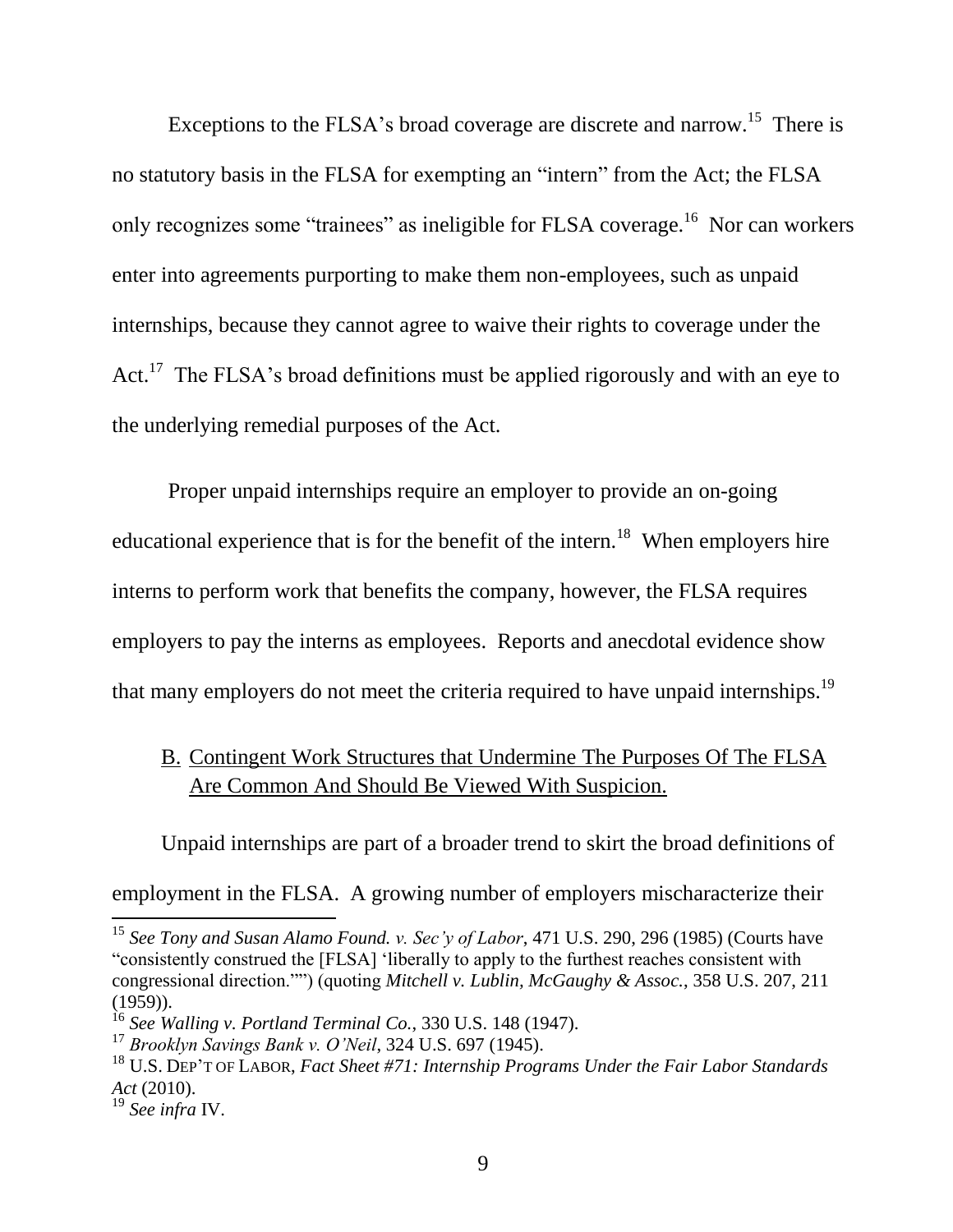Exceptions to the FLSA's broad coverage are discrete and narrow.[15] There is no statutory basis in the FLSA for exempting an "intern" from the Act; the FLSA only recognizes some "trainees" as ineligible for FLSA coverage.[16] Nor can workers enter into agreements purporting to make them non-employees, such as unpaid internships, because they cannot agree to waive their rights to coverage under the Act.[17] The FLSA's broad definitions must be applied rigorously and with an eye to the underlying remedial purposes of the Act.

Proper unpaid internships require an employer to provide an on-going educational experience that is for the benefit of the intern.[18] When employers hire interns to perform work that benefits the company, however, the FLSA requires employers to pay the interns as employees. Reports and anecdotal evidence show that many employers do not meet the criteria required to have unpaid internships.[19]

### B. Contingent Work Structures that Undermine The Purposes Of The FLSA Are Common And Should Be Viewed With Suspicion.

Unpaid internships are part of a broader trend to skirt the broad definitions of employment in the FLSA. A growing number of employers mischaracterize their

---

[15] *See Tony and Susan Alamo Found. v. Sec'y of Labor*, 471 U.S. 290, 296 (1985) (Courts have "consistently construed the [FLSA] 'liberally to apply to the furthest reaches consistent with congressional direction.''") (quoting *Mitchell v. Lublin, McGaughy & Assoc.*, 358 U.S. 207, 211 (1959)).

[16] *See Walling v. Portland Terminal Co.*, 330 U.S. 148 (1947).

[17] *Brooklyn Savings Bank v. O'Neil*, 324 U.S. 697 (1945).

[18] U.S. DEP'T OF LABOR, *Fact Sheet #71: Internship Programs Under the Fair Labor Standards Act* (2010).

[19] *See infra* IV.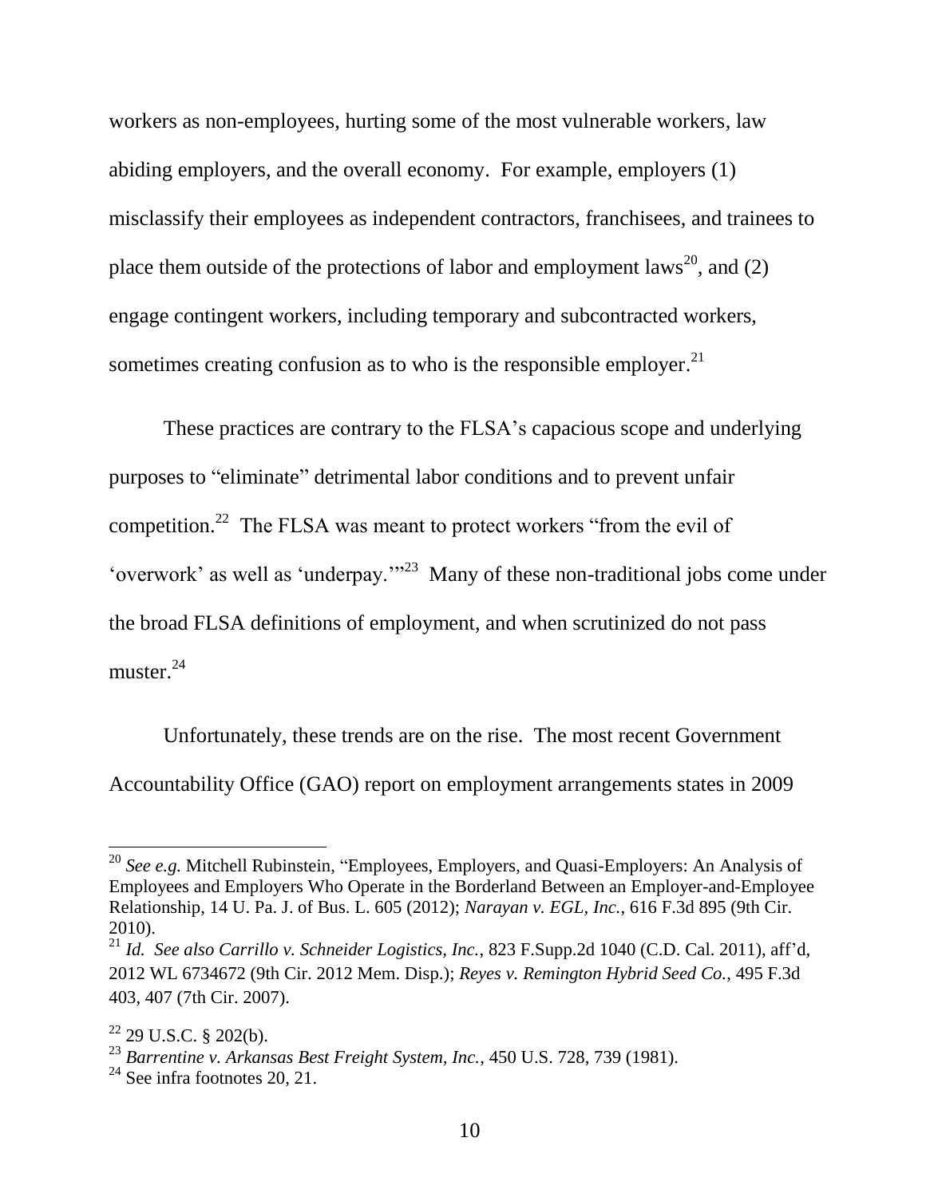workers as non-employees, hurting some of the most vulnerable workers, law abiding employers, and the overall economy. For example, employers (1) misclassify their employees as independent contractors, franchisees, and trainees to place them outside of the protections of labor and employment laws[20], and (2) engage contingent workers, including temporary and subcontracted workers, sometimes creating confusion as to who is the responsible employer.[21]

These practices are contrary to the FLSA's capacious scope and underlying purposes to "eliminate" detrimental labor conditions and to prevent unfair competition.[22] The FLSA was meant to protect workers "from the evil of 'overwork' as well as 'underpay.'"[23] Many of these non-traditional jobs come under the broad FLSA definitions of employment, and when scrutinized do not pass muster.[24]

Unfortunately, these trends are on the rise. The most recent Government Accountability Office (GAO) report on employment arrangements states in 2009

---

[20] *See e.g.* Mitchell Rubinstein, "Employees, Employers, and Quasi-Employers: An Analysis of Employees and Employers Who Operate in the Borderland Between an Employer-and-Employee Relationship, 14 U. Pa. J. of Bus. L. 605 (2012); *Narayan v. EGL, Inc.*, 616 F.3d 895 (9th Cir. 2010).

[21] *Id. See also Carrillo v. Schneider Logistics, Inc.*, 823 F.Supp.2d 1040 (C.D. Cal. 2011), aff'd, 2012 WL 6734672 (9th Cir. 2012 Mem. Disp.); *Reyes v. Remington Hybrid Seed Co.*, 495 F.3d 403, 407 (7th Cir. 2007).

[22] 29 U.S.C. § 202(b).

[23] *Barrentine v. Arkansas Best Freight System, Inc.*, 450 U.S. 728, 739 (1981).

[24] See infra footnotes 20, 21.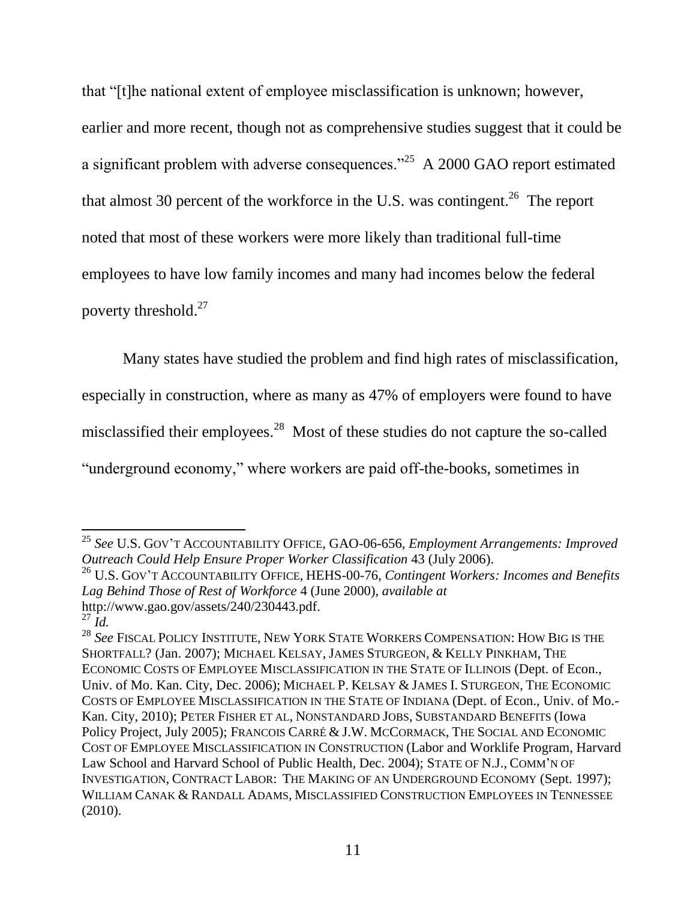that "[t]he national extent of employee misclassification is unknown; however, earlier and more recent, though not as comprehensive studies suggest that it could be a significant problem with adverse consequences."[25] A 2000 GAO report estimated that almost 30 percent of the workforce in the U.S. was contingent.[26] The report noted that most of these workers were more likely than traditional full-time employees to have low family incomes and many had incomes below the federal poverty threshold.[27]

Many states have studied the problem and find high rates of misclassification, especially in construction, where as many as 47% of employers were found to have misclassified their employees.[28] Most of these studies do not capture the so-called "underground economy," where workers are paid off-the-books, sometimes in

---

[25] *See* U.S. GOV'T ACCOUNTABILITY OFFICE, GAO-06-656, *Employment Arrangements: Improved Outreach Could Help Ensure Proper Worker Classification* 43 (July 2006).

[26] U.S. GOV'T ACCOUNTABILITY OFFICE, HEHS-00-76, *Contingent Workers: Incomes and Benefits Lag Behind Those of Rest of Workforce* 4 (June 2000), *available at* http://www.gao.gov/assets/240/230443.pdf.

[27] *Id.*

[28] *See* FISCAL POLICY INSTITUTE, NEW YORK STATE WORKERS COMPENSATION: HOW BIG IS THE SHORTFALL? (Jan. 2007); MICHAEL KELSAY, JAMES STURGEON, & KELLY PINKHAM, THE ECONOMIC COSTS OF EMPLOYEE MISCLASSIFICATION IN THE STATE OF ILLINOIS (Dept. of Econ., Univ. of Mo. Kan. City, Dec. 2006); MICHAEL P. KELSAY & JAMES I. STURGEON, THE ECONOMIC COSTS OF EMPLOYEE MISCLASSIFICATION IN THE STATE OF INDIANA (Dept. of Econ., Univ. of Mo.-Kan. City, 2010); PETER FISHER ET AL, NONSTANDARD JOBS, SUBSTANDARD BENEFITS (Iowa Policy Project, July 2005); FRANCOIS CARRÉ & J.W. MCCORMACK, THE SOCIAL AND ECONOMIC COST OF EMPLOYEE MISCLASSIFICATION IN CONSTRUCTION (Labor and Worklife Program, Harvard Law School and Harvard School of Public Health, Dec. 2004); STATE OF N.J., COMM'N OF INVESTIGATION, CONTRACT LABOR: THE MAKING OF AN UNDERGROUND ECONOMY (Sept. 1997); WILLIAM CANAK & RANDALL ADAMS, MISCLASSIFIED CONSTRUCTION EMPLOYEES IN TENNESSEE (2010).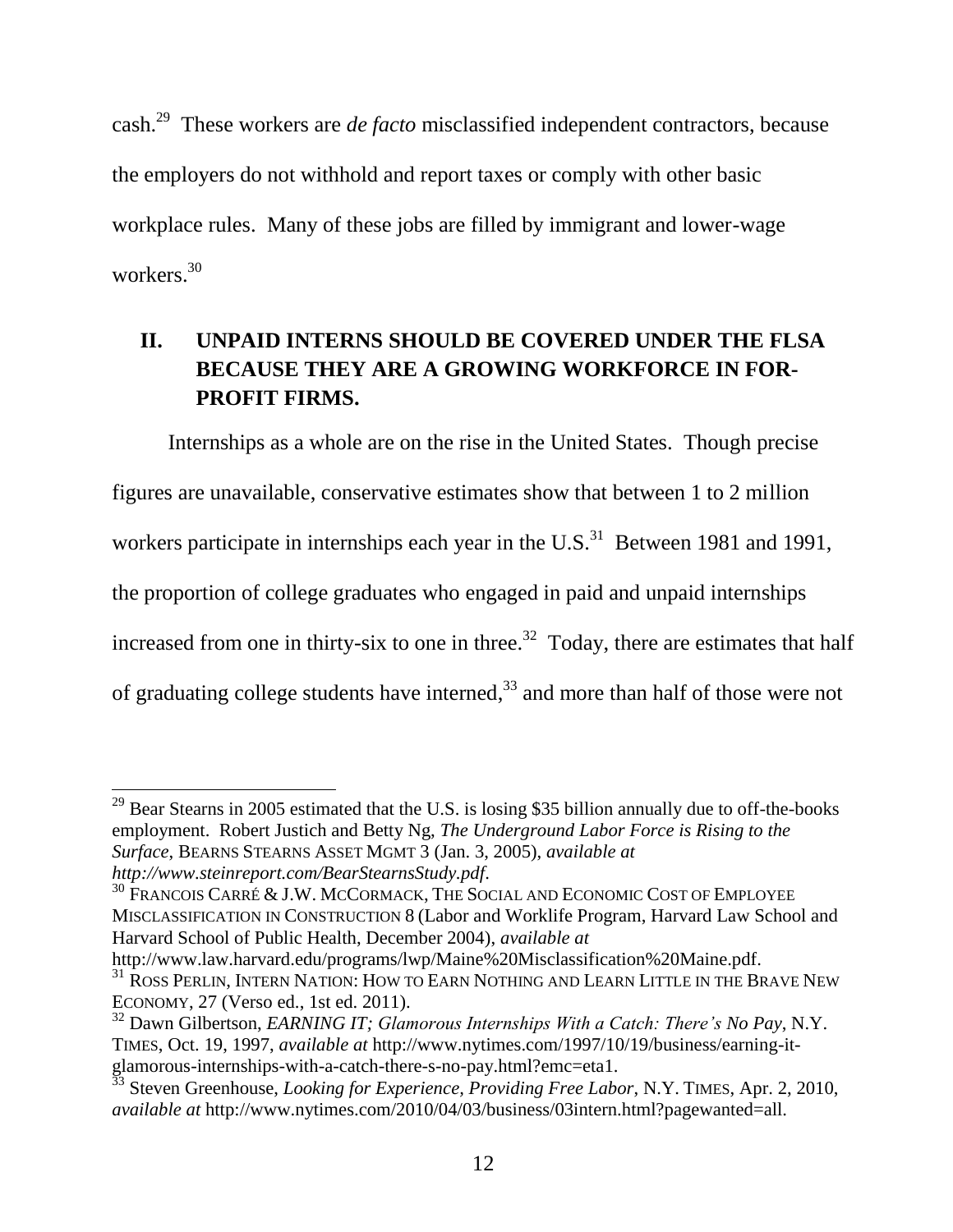cash.[29] These workers are *de facto* misclassified independent contractors, because the employers do not withhold and report taxes or comply with other basic workplace rules. Many of these jobs are filled by immigrant and lower-wage workers.[30]

## II. UNPAID INTERNS SHOULD BE COVERED UNDER THE FLSA BECAUSE THEY ARE A GROWING WORKFORCE IN FOR-PROFIT FIRMS.

Internships as a whole are on the rise in the United States. Though precise figures are unavailable, conservative estimates show that between 1 to 2 million workers participate in internships each year in the U.S.[31] Between 1981 and 1991, the proportion of college graduates who engaged in paid and unpaid internships increased from one in thirty-six to one in three.[32] Today, there are estimates that half of graduating college students have interned,[33] and more than half of those were not

---

[29] Bear Stearns in 2005 estimated that the U.S. is losing $35 billion annually due to off-the-books employment. Robert Justich and Betty Ng, *The Underground Labor Force is Rising to the Surface*, BEARNS STEARNS ASSET MGMT 3 (Jan. 3, 2005), *available at http://www.steinreport.com/BearStearnsStudy.pdf*.

[30] FRANCOIS CARRÉ & J.W. MCCORMACK, THE SOCIAL AND ECONOMIC COST OF EMPLOYEE MISCLASSIFICATION IN CONSTRUCTION 8 (Labor and Worklife Program, Harvard Law School and Harvard School of Public Health, December 2004), *available at* http://www.law.harvard.edu/programs/lwp/Maine%20Misclassification%20Maine.pdf.

[31] ROSS PERLIN, INTERN NATION: HOW TO EARN NOTHING AND LEARN LITTLE IN THE BRAVE NEW ECONOMY, 27 (Verso ed., 1st ed. 2011).

[32] Dawn Gilbertson, *EARNING IT; Glamorous Internships With a Catch: There's No Pay*, N.Y. TIMES, Oct. 19, 1997, *available at* http://www.nytimes.com/1997/10/19/business/earning-it-glamorous-internships-with-a-catch-there-s-no-pay.html?emc=eta1.

[33] Steven Greenhouse, *Looking for Experience, Providing Free Labor*, N.Y. TIMES, Apr. 2, 2010, *available at* http://www.nytimes.com/2010/04/03/business/03intern.html?pagewanted=all.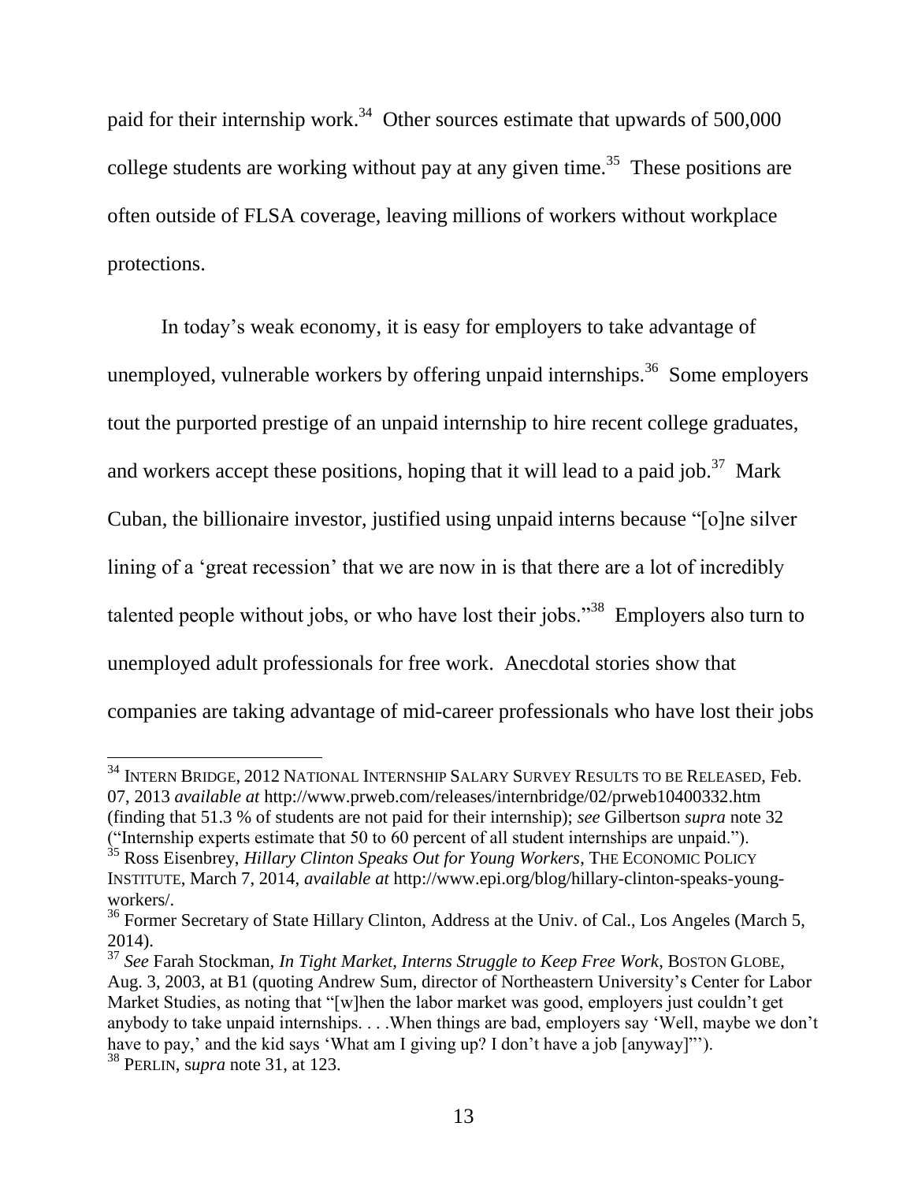paid for their internship work.[34] Other sources estimate that upwards of 500,000 college students are working without pay at any given time.[35] These positions are often outside of FLSA coverage, leaving millions of workers without workplace protections.

In today's weak economy, it is easy for employers to take advantage of unemployed, vulnerable workers by offering unpaid internships.[36] Some employers tout the purported prestige of an unpaid internship to hire recent college graduates, and workers accept these positions, hoping that it will lead to a paid job.[37] Mark Cuban, the billionaire investor, justified using unpaid interns because "[o]ne silver lining of a 'great recession' that we are now in is that there are a lot of incredibly talented people without jobs, or who have lost their jobs."[38] Employers also turn to unemployed adult professionals for free work. Anecdotal stories show that companies are taking advantage of mid-career professionals who have lost their jobs

---

[34] INTERN BRIDGE, 2012 NATIONAL INTERNSHIP SALARY SURVEY RESULTS TO BE RELEASED, Feb. 07, 2013 *available at* http://www.prweb.com/releases/internbridge/02/prweb10400332.htm (finding that 51.3 % of students are not paid for their internship); *see* Gilbertson *supra* note 32 ("Internship experts estimate that 50 to 60 percent of all student internships are unpaid.").

[35] Ross Eisenbrey, *Hillary Clinton Speaks Out for Young Workers*, THE ECONOMIC POLICY INSTITUTE, March 7, 2014, *available at* http://www.epi.org/blog/hillary-clinton-speaks-young-workers/.

[36] Former Secretary of State Hillary Clinton, Address at the Univ. of Cal., Los Angeles (March 5, 2014).

[37] *See* Farah Stockman, *In Tight Market, Interns Struggle to Keep Free Work*, BOSTON GLOBE, Aug. 3, 2003, at B1 (quoting Andrew Sum, director of Northeastern University's Center for Labor Market Studies, as noting that "[w]hen the labor market was good, employers just couldn't get anybody to take unpaid internships. . . .When things are bad, employers say 'Well, maybe we don't have to pay,' and the kid says 'What am I giving up? I don't have a job [anyway]"').

[38] PERLIN, s*upra* note 31, at 123.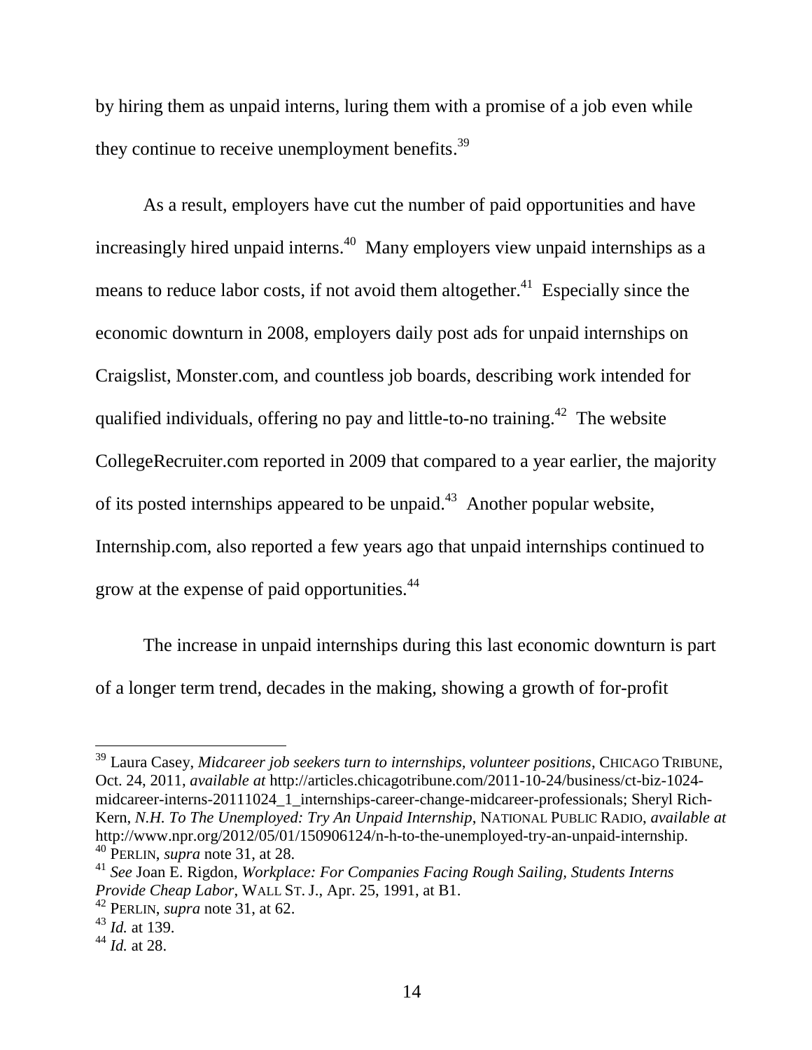by hiring them as unpaid interns, luring them with a promise of a job even while they continue to receive unemployment benefits.[39]

As a result, employers have cut the number of paid opportunities and have increasingly hired unpaid interns.[40] Many employers view unpaid internships as a means to reduce labor costs, if not avoid them altogether.[41] Especially since the economic downturn in 2008, employers daily post ads for unpaid internships on Craigslist, Monster.com, and countless job boards, describing work intended for qualified individuals, offering no pay and little-to-no training.[42] The website CollegeRecruiter.com reported in 2009 that compared to a year earlier, the majority of its posted internships appeared to be unpaid.[43] Another popular website, Internship.com, also reported a few years ago that unpaid internships continued to grow at the expense of paid opportunities.[44]

The increase in unpaid internships during this last economic downturn is part of a longer term trend, decades in the making, showing a growth of for-profit

---

[39] Laura Casey, *Midcareer job seekers turn to internships, volunteer positions*, CHICAGO TRIBUNE, Oct. 24, 2011, *available at* http://articles.chicagotribune.com/2011-10-24/business/ct-biz-1024-midcareer-interns-20111024_1_internships-career-change-midcareer-professionals; Sheryl Rich-Kern, *N.H. To The Unemployed: Try An Unpaid Internship*, NATIONAL PUBLIC RADIO, *available at* http://www.npr.org/2012/05/01/150906124/n-h-to-the-unemployed-try-an-unpaid-internship.

[40] PERLIN, *supra* note 31, at 28.

[41] *See* Joan E. Rigdon, *Workplace: For Companies Facing Rough Sailing, Students Interns Provide Cheap Labor*, WALL ST. J., Apr. 25, 1991, at B1.

[42] PERLIN, *supra* note 31, at 62.

[43] *Id.* at 139.

[44] *Id.* at 28.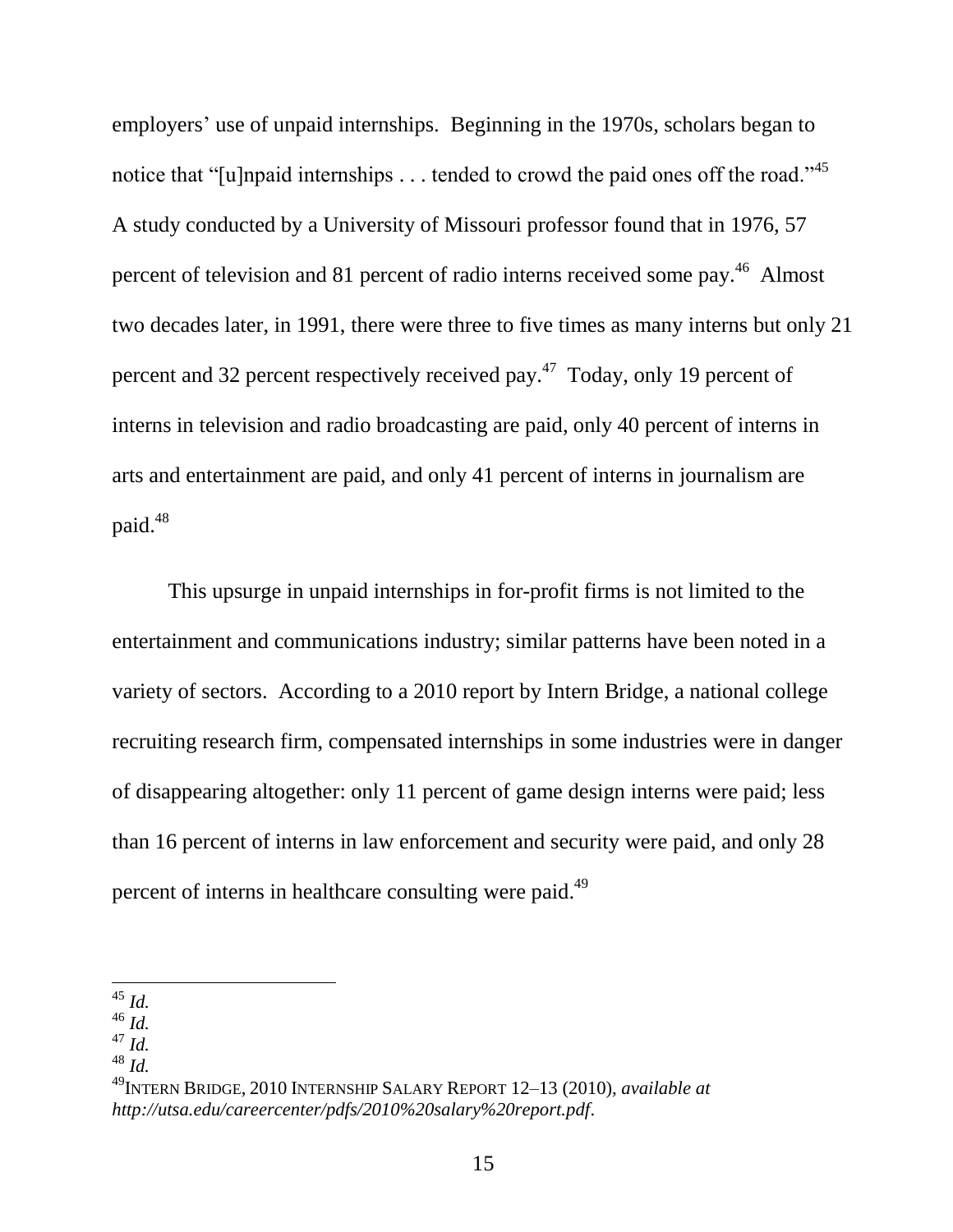employers' use of unpaid internships. Beginning in the 1970s, scholars began to notice that "[u]npaid internships . . . tended to crowd the paid ones off the road."[45] A study conducted by a University of Missouri professor found that in 1976, 57 percent of television and 81 percent of radio interns received some pay.[46] Almost two decades later, in 1991, there were three to five times as many interns but only 21 percent and 32 percent respectively received pay.[47] Today, only 19 percent of interns in television and radio broadcasting are paid, only 40 percent of interns in arts and entertainment are paid, and only 41 percent of interns in journalism are paid.[48]

This upsurge in unpaid internships in for-profit firms is not limited to the entertainment and communications industry; similar patterns have been noted in a variety of sectors. According to a 2010 report by Intern Bridge, a national college recruiting research firm, compensated internships in some industries were in danger of disappearing altogether: only 11 percent of game design interns were paid; less than 16 percent of interns in law enforcement and security were paid, and only 28 percent of interns in healthcare consulting were paid.[49]

---

[45] *Id.*
[46] *Id.*
[47] *Id.*
[48] *Id.*
[49] INTERN BRIDGE, 2010 INTERNSHIP SALARY REPORT 12–13 (2010), *available at http://utsa.edu/careercenter/pdfs/2010%20salary%20report.pdf*.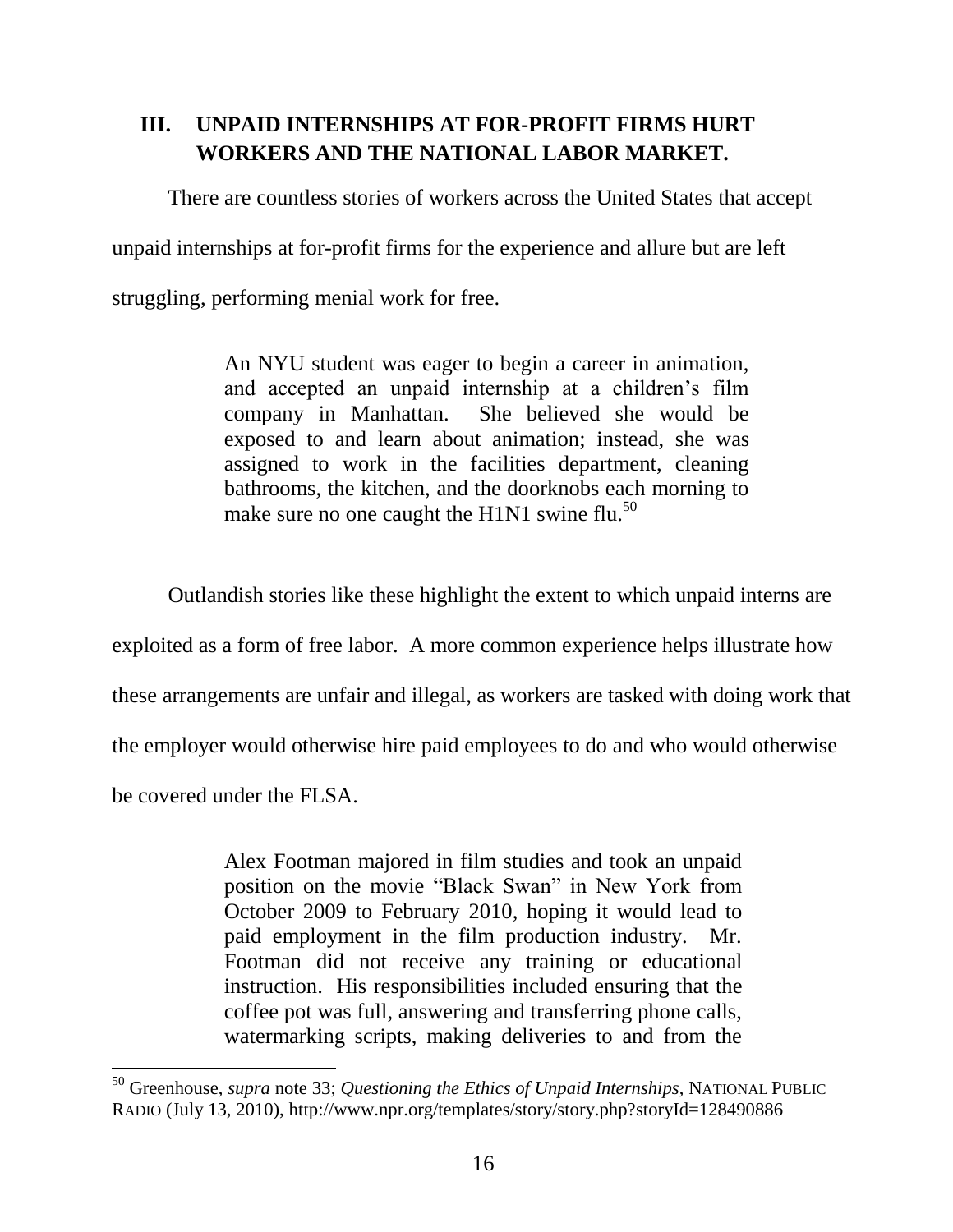## III. UNPAID INTERNSHIPS AT FOR-PROFIT FIRMS HURT WORKERS AND THE NATIONAL LABOR MARKET.

There are countless stories of workers across the United States that accept unpaid internships at for-profit firms for the experience and allure but are left struggling, performing menial work for free.

> An NYU student was eager to begin a career in animation, and accepted an unpaid internship at a children's film company in Manhattan. She believed she would be exposed to and learn about animation; instead, she was assigned to work in the facilities department, cleaning bathrooms, the kitchen, and the doorknobs each morning to make sure no one caught the H1N1 swine flu.[50]

Outlandish stories like these highlight the extent to which unpaid interns are exploited as a form of free labor. A more common experience helps illustrate how these arrangements are unfair and illegal, as workers are tasked with doing work that the employer would otherwise hire paid employees to do and who would otherwise be covered under the FLSA.

> Alex Footman majored in film studies and took an unpaid position on the movie "Black Swan" in New York from October 2009 to February 2010, hoping it would lead to paid employment in the film production industry. Mr. Footman did not receive any training or educational instruction. His responsibilities included ensuring that the coffee pot was full, answering and transferring phone calls, watermarking scripts, making deliveries to and from the

---

[50] Greenhouse, *supra* note 33; *Questioning the Ethics of Unpaid Internships*, NATIONAL PUBLIC RADIO (July 13, 2010), http://www.npr.org/templates/story/story.php?storyId=128490886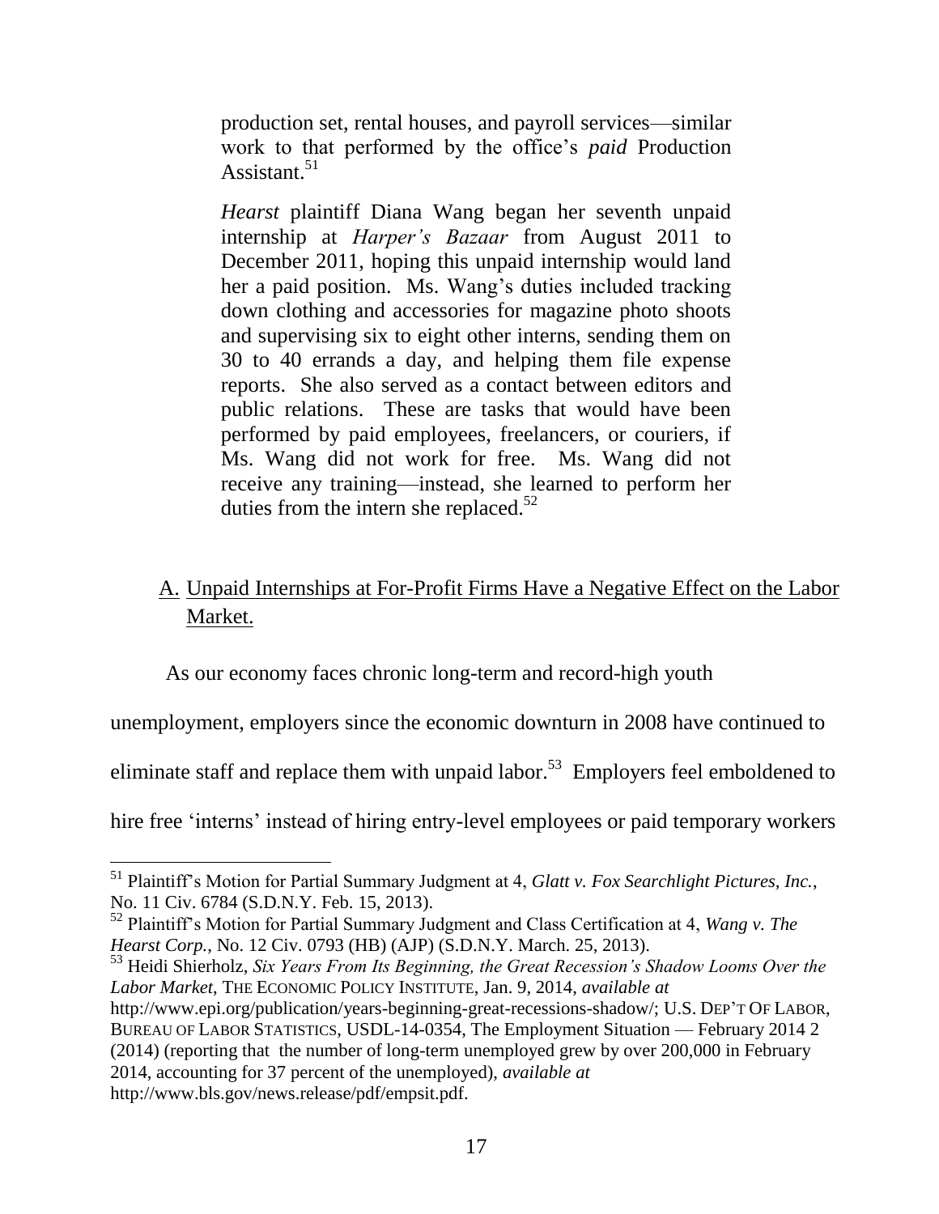production set, rental houses, and payroll services—similar work to that performed by the office's *paid* Production Assistant.[51]

*Hearst* plaintiff Diana Wang began her seventh unpaid internship at *Harper's Bazaar* from August 2011 to December 2011, hoping this unpaid internship would land her a paid position. Ms. Wang's duties included tracking down clothing and accessories for magazine photo shoots and supervising six to eight other interns, sending them on 30 to 40 errands a day, and helping them file expense reports. She also served as a contact between editors and public relations. These are tasks that would have been performed by paid employees, freelancers, or couriers, if Ms. Wang did not work for free. Ms. Wang did not receive any training—instead, she learned to perform her duties from the intern she replaced.[52]

## A. Unpaid Internships at For-Profit Firms Have a Negative Effect on the Labor Market.

As our economy faces chronic long-term and record-high youth unemployment, employers since the economic downturn in 2008 have continued to eliminate staff and replace them with unpaid labor.[53] Employers feel emboldened to hire free 'interns' instead of hiring entry-level employees or paid temporary workers

---

[51] Plaintiff's Motion for Partial Summary Judgment at 4, *Glatt v. Fox Searchlight Pictures, Inc.*, No. 11 Civ. 6784 (S.D.N.Y. Feb. 15, 2013).

[52] Plaintiff's Motion for Partial Summary Judgment and Class Certification at 4, *Wang v. The Hearst Corp.*, No. 12 Civ. 0793 (HB) (AJP) (S.D.N.Y. March. 25, 2013).

[53] Heidi Shierholz, *Six Years From Its Beginning, the Great Recession's Shadow Looms Over the Labor Market*, THE ECONOMIC POLICY INSTITUTE, Jan. 9, 2014, *available at* http://www.epi.org/publication/years-beginning-great-recessions-shadow/; U.S. DEP'T OF LABOR, BUREAU OF LABOR STATISTICS, USDL-14-0354, The Employment Situation — February 2014 2 (2014) (reporting that the number of long-term unemployed grew by over 200,000 in February 2014, accounting for 37 percent of the unemployed), *available at* http://www.bls.gov/news.release/pdf/empsit.pdf.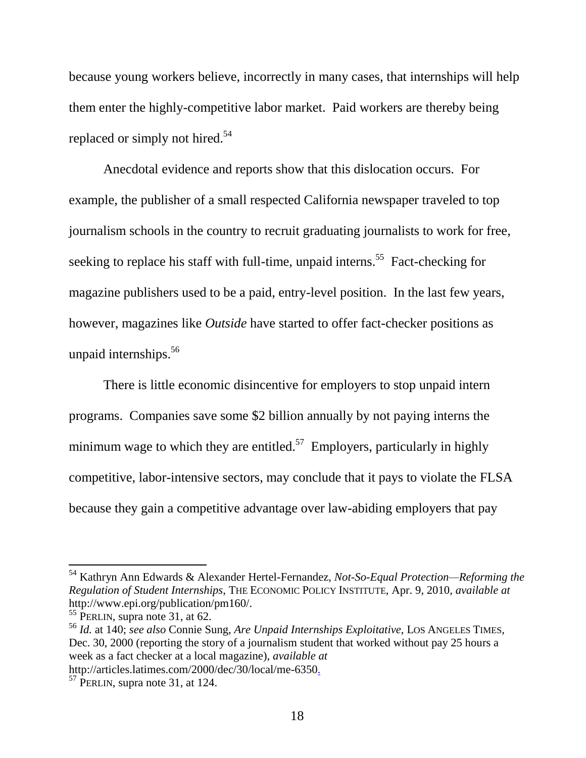because young workers believe, incorrectly in many cases, that internships will help them enter the highly-competitive labor market. Paid workers are thereby being replaced or simply not hired.[54]

Anecdotal evidence and reports show that this dislocation occurs. For example, the publisher of a small respected California newspaper traveled to top journalism schools in the country to recruit graduating journalists to work for free, seeking to replace his staff with full-time, unpaid interns.[55] Fact-checking for magazine publishers used to be a paid, entry-level position. In the last few years, however, magazines like *Outside* have started to offer fact-checker positions as unpaid internships.[56]

There is little economic disincentive for employers to stop unpaid intern programs. Companies save some $2 billion annually by not paying interns the minimum wage to which they are entitled.[57] Employers, particularly in highly competitive, labor-intensive sectors, may conclude that it pays to violate the FLSA because they gain a competitive advantage over law-abiding employers that pay

---

[54] Kathryn Ann Edwards & Alexander Hertel-Fernandez, *Not-So-Equal Protection—Reforming the Regulation of Student Internships*, THE ECONOMIC POLICY INSTITUTE, Apr. 9, 2010, *available at* http://www.epi.org/publication/pm160/.

[55] PERLIN, supra note 31, at 62.

[56] *Id.* at 140; *see also* Connie Sung, *Are Unpaid Internships Exploitative*, LOS ANGELES TIMES, Dec. 30, 2000 (reporting the story of a journalism student that worked without pay 25 hours a week as a fact checker at a local magazine), *available at* http://articles.latimes.com/2000/dec/30/local/me-6350.

[57] PERLIN, supra note 31, at 124.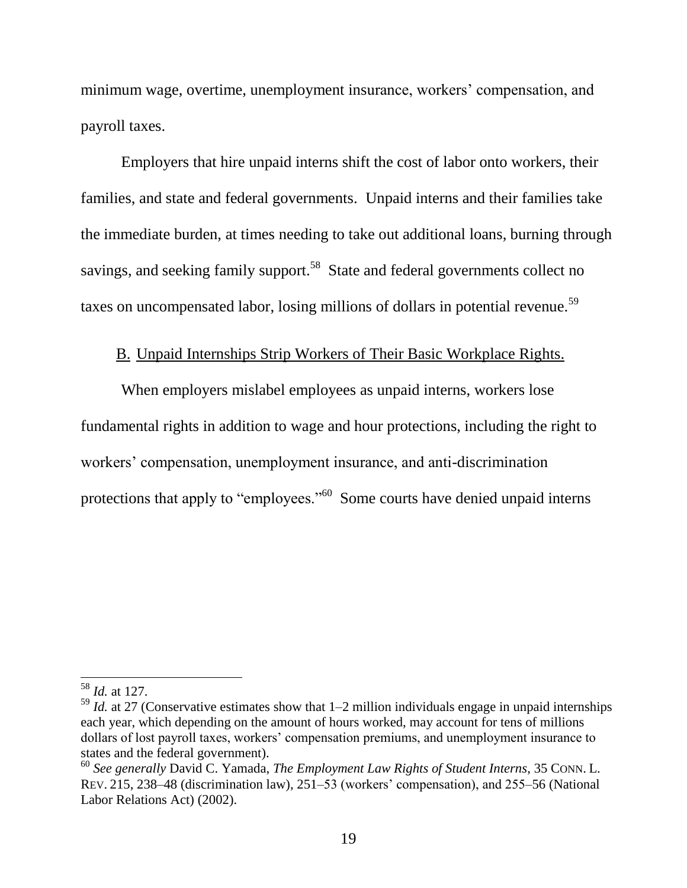minimum wage, overtime, unemployment insurance, workers' compensation, and payroll taxes.

Employers that hire unpaid interns shift the cost of labor onto workers, their families, and state and federal governments. Unpaid interns and their families take the immediate burden, at times needing to take out additional loans, burning through savings, and seeking family support.[58] State and federal governments collect no taxes on uncompensated labor, losing millions of dollars in potential revenue.[59]

### B. Unpaid Internships Strip Workers of Their Basic Workplace Rights.

When employers mislabel employees as unpaid interns, workers lose fundamental rights in addition to wage and hour protections, including the right to workers' compensation, unemployment insurance, and anti-discrimination protections that apply to "employees."[60] Some courts have denied unpaid interns

---

[58] *Id.* at 127.

[59] *Id.* at 27 (Conservative estimates show that 1–2 million individuals engage in unpaid internships each year, which depending on the amount of hours worked, may account for tens of millions dollars of lost payroll taxes, workers' compensation premiums, and unemployment insurance to states and the federal government).

[60] *See generally* David C. Yamada, *The Employment Law Rights of Student Interns*, 35 CONN. L. REV. 215, 238–48 (discrimination law), 251–53 (workers' compensation), and 255–56 (National Labor Relations Act) (2002).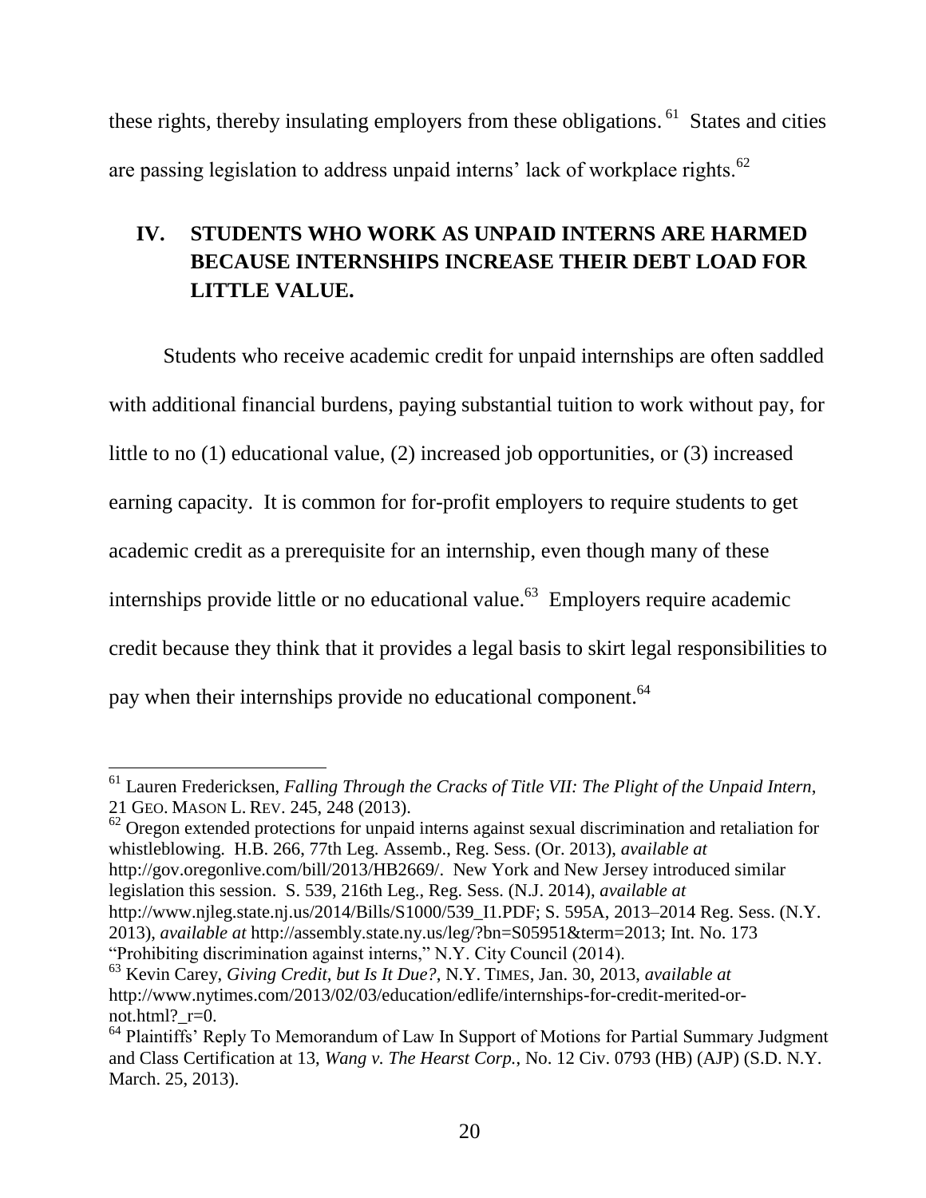these rights, thereby insulating employers from these obligations.[61] States and cities are passing legislation to address unpaid interns' lack of workplace rights.[62]

## IV. STUDENTS WHO WORK AS UNPAID INTERNS ARE HARMED BECAUSE INTERNSHIPS INCREASE THEIR DEBT LOAD FOR LITTLE VALUE.

Students who receive academic credit for unpaid internships are often saddled with additional financial burdens, paying substantial tuition to work without pay, for little to no (1) educational value, (2) increased job opportunities, or (3) increased earning capacity. It is common for for-profit employers to require students to get academic credit as a prerequisite for an internship, even though many of these internships provide little or no educational value.[63] Employers require academic credit because they think that it provides a legal basis to skirt legal responsibilities to pay when their internships provide no educational component.[64]

---

[61] Lauren Fredericksen, *Falling Through the Cracks of Title VII: The Plight of the Unpaid Intern*, 21 GEO. MASON L. REV. 245, 248 (2013).

[62] Oregon extended protections for unpaid interns against sexual discrimination and retaliation for whistleblowing. H.B. 266, 77th Leg. Assemb., Reg. Sess. (Or. 2013), *available at* http://gov.oregonlive.com/bill/2013/HB2669/. New York and New Jersey introduced similar legislation this session. S. 539, 216th Leg., Reg. Sess. (N.J. 2014), *available at* http://www.njleg.state.nj.us/2014/Bills/S1000/539_I1.PDF; S. 595A, 2013–2014 Reg. Sess. (N.Y. 2013), *available at* http://assembly.state.ny.us/leg/?bn=S05951&term=2013; Int. No. 173 "Prohibiting discrimination against interns," N.Y. City Council (2014).

[63] Kevin Carey, *Giving Credit, but Is It Due?*, N.Y. TIMES, Jan. 30, 2013, *available at* http://www.nytimes.com/2013/02/03/education/edlife/internships-for-credit-merited-or-not.html?_r=0.

[64] Plaintiffs' Reply To Memorandum of Law In Support of Motions for Partial Summary Judgment and Class Certification at 13, *Wang v. The Hearst Corp.*, No. 12 Civ. 0793 (HB) (AJP) (S.D. N.Y. March. 25, 2013).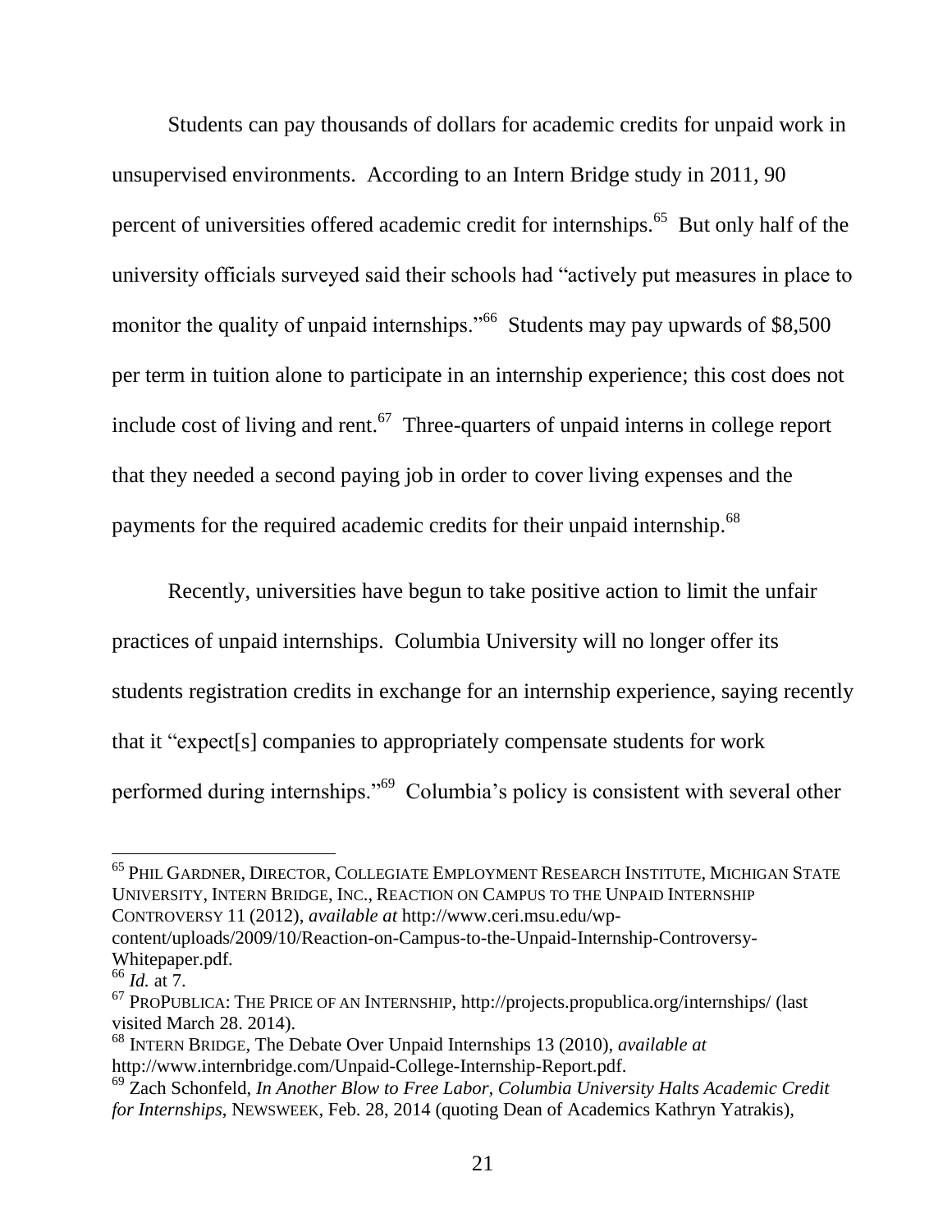Students can pay thousands of dollars for academic credits for unpaid work in unsupervised environments. According to an Intern Bridge study in 2011, 90 percent of universities offered academic credit for internships.[65] But only half of the university officials surveyed said their schools had "actively put measures in place to monitor the quality of unpaid internships."[66] Students may pay upwards of $8,500 per term in tuition alone to participate in an internship experience; this cost does not include cost of living and rent.[67] Three-quarters of unpaid interns in college report that they needed a second paying job in order to cover living expenses and the payments for the required academic credits for their unpaid internship.[68]

Recently, universities have begun to take positive action to limit the unfair practices of unpaid internships. Columbia University will no longer offer its students registration credits in exchange for an internship experience, saying recently that it "expect[s] companies to appropriately compensate students for work performed during internships."[69] Columbia's policy is consistent with several other

---

[65] PHIL GARDNER, DIRECTOR, COLLEGIATE EMPLOYMENT RESEARCH INSTITUTE, MICHIGAN STATE UNIVERSITY, INTERN BRIDGE, INC., REACTION ON CAMPUS TO THE UNPAID INTERNSHIP CONTROVERSY 11 (2012), *available at* http://www.ceri.msu.edu/wp-content/uploads/2009/10/Reaction-on-Campus-to-the-Unpaid-Internship-Controversy-Whitepaper.pdf.

[66] *Id.* at 7.

[67] PROPUBLICA: THE PRICE OF AN INTERNSHIP, http://projects.propublica.org/internships/ (last visited March 28. 2014).

[68] INTERN BRIDGE, The Debate Over Unpaid Internships 13 (2010), *available at* http://www.internbridge.com/Unpaid-College-Internship-Report.pdf.

[69] Zach Schonfeld, *In Another Blow to Free Labor, Columbia University Halts Academic Credit for Internships*, NEWSWEEK, Feb. 28, 2014 (quoting Dean of Academics Kathryn Yatrakis),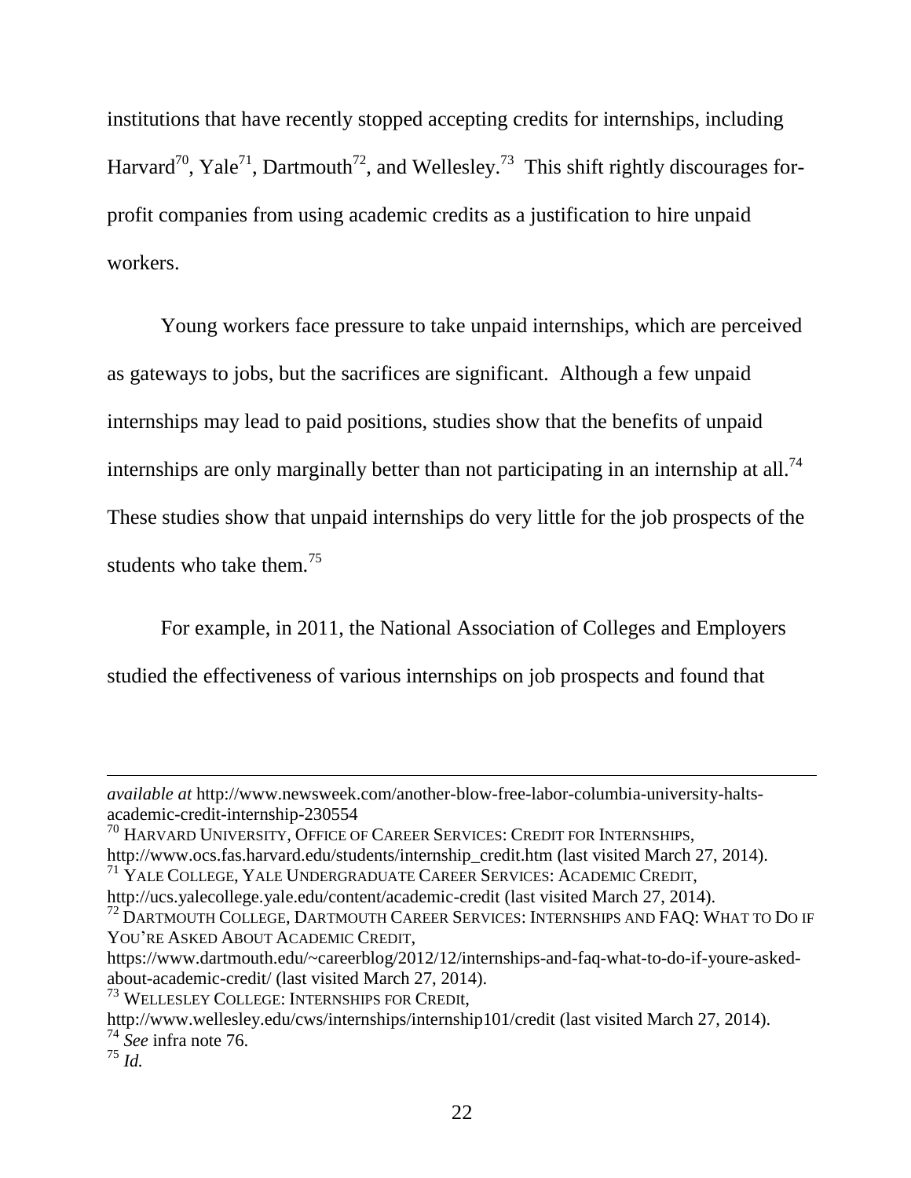institutions that have recently stopped accepting credits for internships, including Harvard[70], Yale[71], Dartmouth[72], and Wellesley.[73] This shift rightly discourages for-profit companies from using academic credits as a justification to hire unpaid workers.

Young workers face pressure to take unpaid internships, which are perceived as gateways to jobs, but the sacrifices are significant. Although a few unpaid internships may lead to paid positions, studies show that the benefits of unpaid internships are only marginally better than not participating in an internship at all.[74] These studies show that unpaid internships do very little for the job prospects of the students who take them.[75]

For example, in 2011, the National Association of Colleges and Employers studied the effectiveness of various internships on job prospects and found that

---

*available at* http://www.newsweek.com/another-blow-free-labor-columbia-university-halts-academic-credit-internship-230554

[70] HARVARD UNIVERSITY, OFFICE OF CAREER SERVICES: CREDIT FOR INTERNSHIPS, http://www.ocs.fas.harvard.edu/students/internship_credit.htm (last visited March 27, 2014).

[71] YALE COLLEGE, YALE UNDERGRADUATE CAREER SERVICES: ACADEMIC CREDIT, http://ucs.yalecollege.yale.edu/content/academic-credit (last visited March 27, 2014).

[72] DARTMOUTH COLLEGE, DARTMOUTH CAREER SERVICES: INTERNSHIPS AND FAQ: WHAT TO DO IF YOU'RE ASKED ABOUT ACADEMIC CREDIT, https://www.dartmouth.edu/~careerblog/2012/12/internships-and-faq-what-to-do-if-youre-asked-about-academic-credit/ (last visited March 27, 2014).

[73] WELLESLEY COLLEGE: INTERNSHIPS FOR CREDIT, http://www.wellesley.edu/cws/internships/internship101/credit (last visited March 27, 2014).

[74] *See* infra note 76.

[75] *Id.*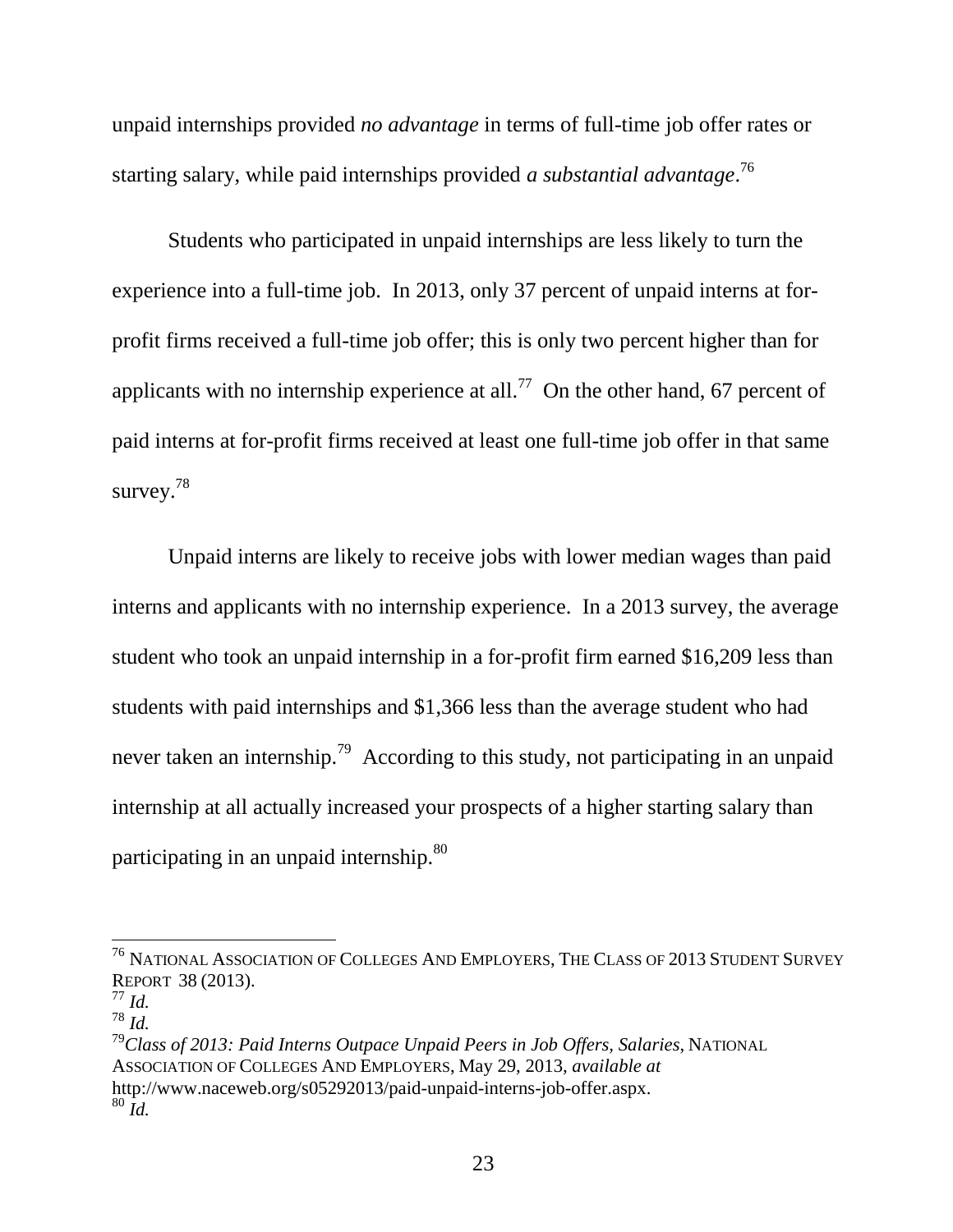unpaid internships provided *no advantage* in terms of full-time job offer rates or starting salary, while paid internships provided *a substantial advantage*.[76]

Students who participated in unpaid internships are less likely to turn the experience into a full-time job. In 2013, only 37 percent of unpaid interns at for-profit firms received a full-time job offer; this is only two percent higher than for applicants with no internship experience at all.[77] On the other hand, 67 percent of paid interns at for-profit firms received at least one full-time job offer in that same survey.[78]

Unpaid interns are likely to receive jobs with lower median wages than paid interns and applicants with no internship experience. In a 2013 survey, the average student who took an unpaid internship in a for-profit firm earned $16,209 less than students with paid internships and $1,366 less than the average student who had never taken an internship.[79] According to this study, not participating in an unpaid internship at all actually increased your prospects of a higher starting salary than participating in an unpaid internship.[80]

---

[76] NATIONAL ASSOCIATION OF COLLEGES AND EMPLOYERS, THE CLASS OF 2013 STUDENT SURVEY REPORT 38 (2013).

[77] *Id.*

[78] *Id.*

[79] *Class of 2013: Paid Interns Outpace Unpaid Peers in Job Offers, Salaries*, NATIONAL ASSOCIATION OF COLLEGES AND EMPLOYERS, May 29, 2013, *available at* http://www.naceweb.org/s05292013/paid-unpaid-interns-job-offer.aspx.

[80] *Id.*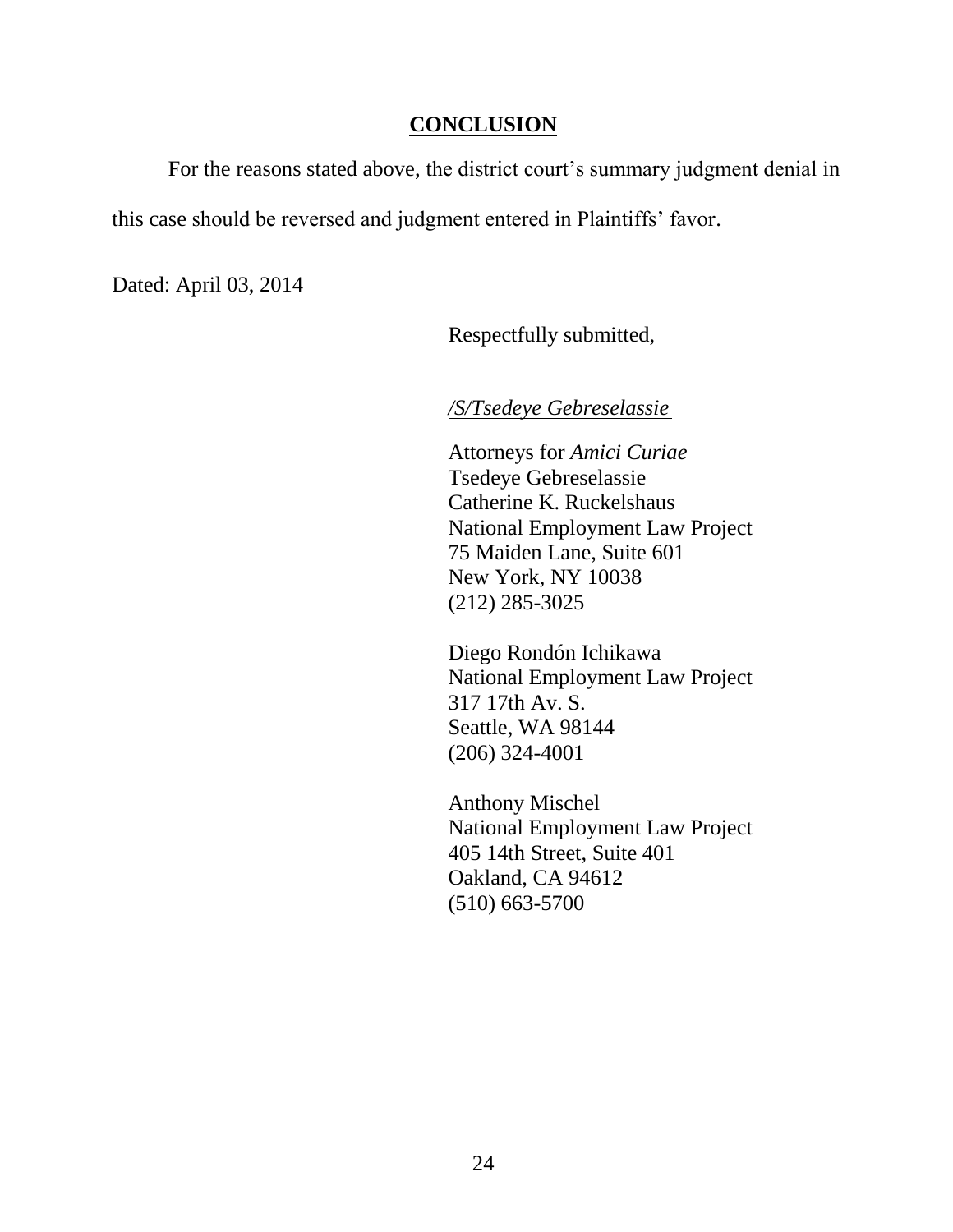## CONCLUSION

For the reasons stated above, the district court's summary judgment denial in this case should be reversed and judgment entered in Plaintiffs' favor.

Dated: April 03, 2014

Respectfully submitted,

*/S/Tsedeye Gebreselassie*

Attorneys for *Amici Curiae*
Tsedeye Gebreselassie
Catherine K. Ruckelshaus
National Employment Law Project
75 Maiden Lane, Suite 601
New York, NY 10038
(212) 285-3025

Diego Rondón Ichikawa
National Employment Law Project
317 17th Av. S.
Seattle, WA 98144
(206) 324-4001

Anthony Mischel
National Employment Law Project
405 14th Street, Suite 401
Oakland, CA 94612
(510) 663-5700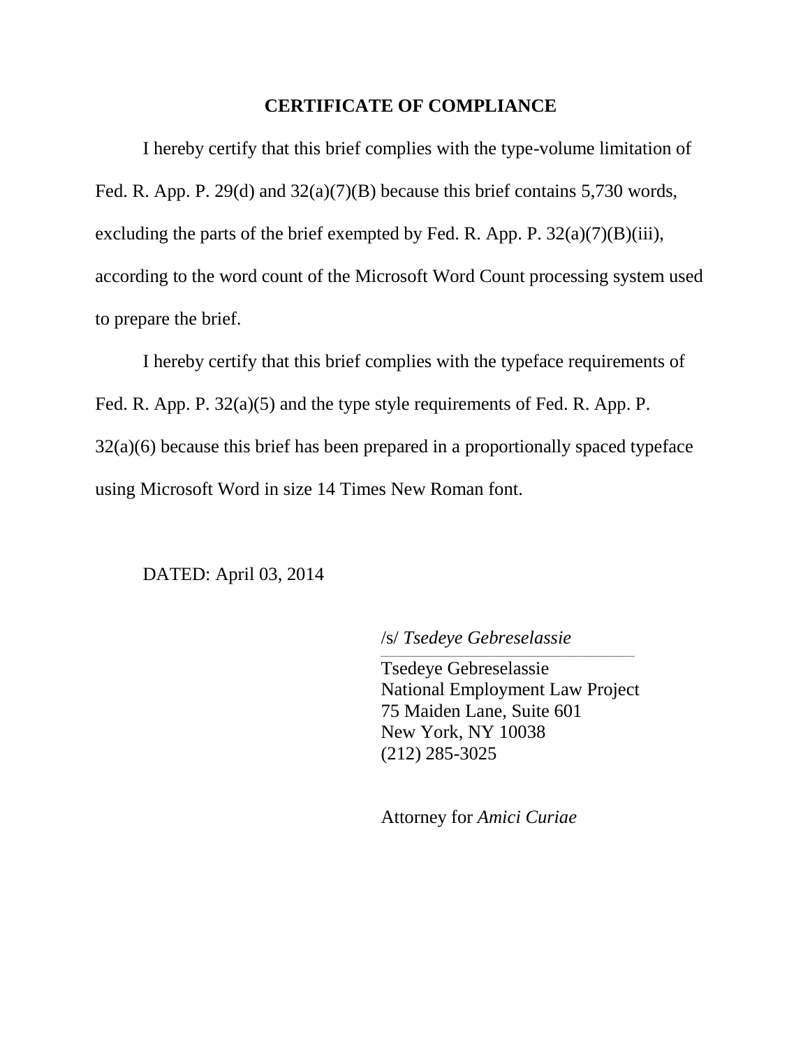## CERTIFICATE OF COMPLIANCE

I hereby certify that this brief complies with the type-volume limitation of Fed. R. App. P. 29(d) and 32(a)(7)(B) because this brief contains 5,730 words, excluding the parts of the brief exempted by Fed. R. App. P. 32(a)(7)(B)(iii), according to the word count of the Microsoft Word Count processing system used to prepare the brief.

I hereby certify that this brief complies with the typeface requirements of Fed. R. App. P. 32(a)(5) and the type style requirements of Fed. R. App. P. 32(a)(6) because this brief has been prepared in a proportionally spaced typeface using Microsoft Word in size 14 Times New Roman font.

DATED: April 03, 2014

/s/ *Tsedeye Gebreselassie*

Tsedeye Gebreselassie
National Employment Law Project
75 Maiden Lane, Suite 601
New York, NY 10038
(212) 285-3025

Attorney for *Amici Curiae*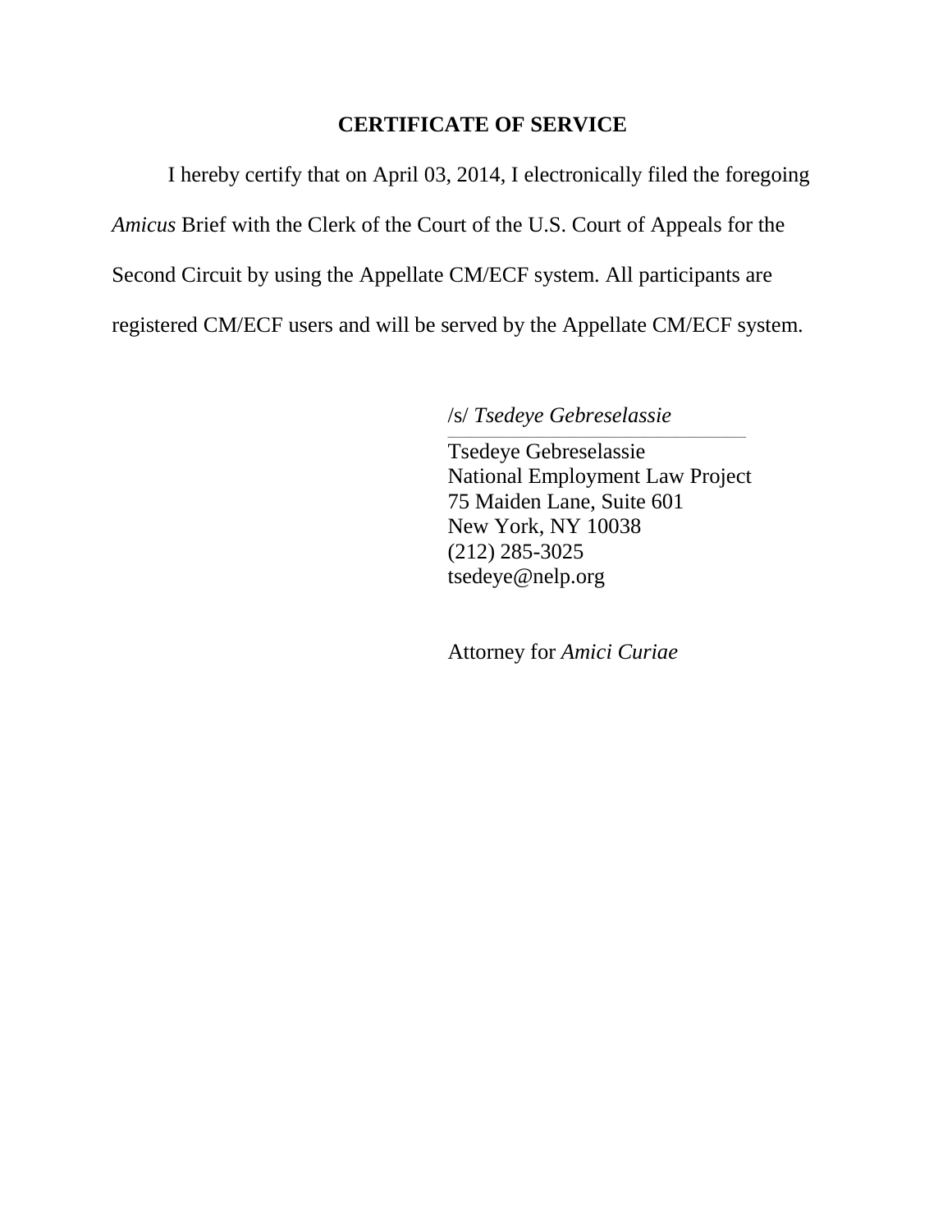## CERTIFICATE OF SERVICE

I hereby certify that on April 03, 2014, I electronically filed the foregoing *Amicus* Brief with the Clerk of the Court of the U.S. Court of Appeals for the Second Circuit by using the Appellate CM/ECF system. All participants are registered CM/ECF users and will be served by the Appellate CM/ECF system.

/s/ *Tsedeye Gebreselassie*

Tsedeye Gebreselassie  
National Employment Law Project  
75 Maiden Lane, Suite 601  
New York, NY 10038  
(212) 285-3025  
tsedeye@nelp.org

Attorney for *Amici Curiae*